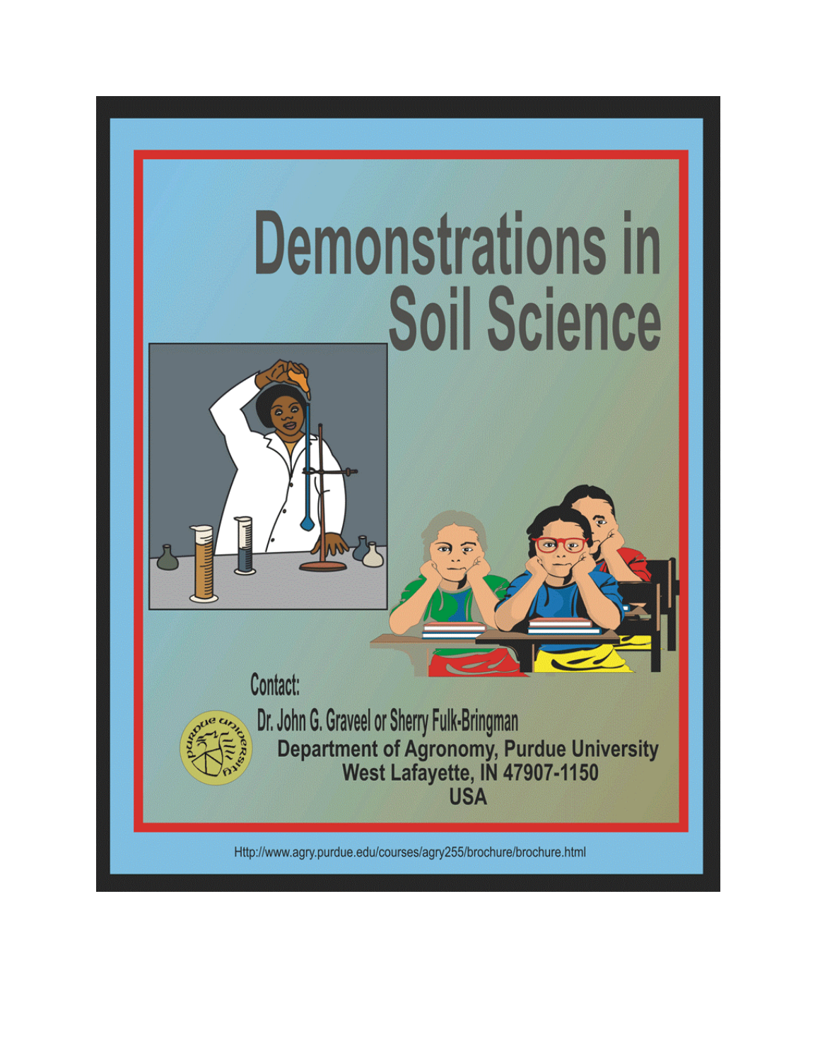# Demonstrations in Soil Science

Contact:

Dr. John G. Graveel or Sherry Fulk-Bringman

Department of Agronomy, Purdue University
West Lafayette, IN 47907-1150
USA

Http://www.agry.purdue.edu/courses/agry255/brochure/brochure.html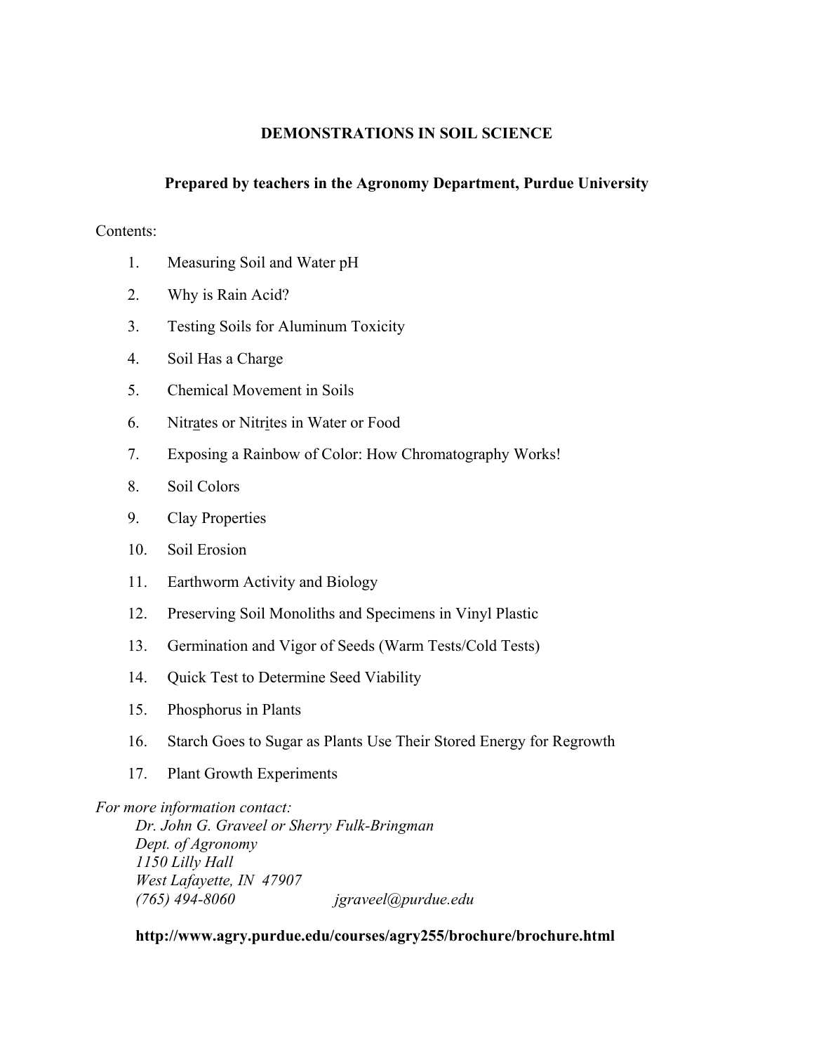# DEMONSTRATIONS IN SOIL SCIENCE

## Prepared by teachers in the Agronomy Department, Purdue University

Contents:

1. Measuring Soil and Water pH
2. Why is Rain Acid?
3. Testing Soils for Aluminum Toxicity
4. Soil Has a Charge
5. Chemical Movement in Soils
6. Nitrates or Nitrites in Water or Food
7. Exposing a Rainbow of Color: How Chromatography Works!
8. Soil Colors
9. Clay Properties
10. Soil Erosion
11. Earthworm Activity and Biology
12. Preserving Soil Monoliths and Specimens in Vinyl Plastic
13. Germination and Vigor of Seeds (Warm Tests/Cold Tests)
14. Quick Test to Determine Seed Viability
15. Phosphorus in Plants
16. Starch Goes to Sugar as Plants Use Their Stored Energy for Regrowth
17. Plant Growth Experiments

*For more information contact:*
*Dr. John G. Graveel or Sherry Fulk-Bringman*
*Dept. of Agronomy*
*1150 Lilly Hall*
*West Lafayette, IN 47907*
*(765) 494-8060 jgraveel@purdue.edu*

**http://www.agry.purdue.edu/courses/agry255/brochure/brochure.html**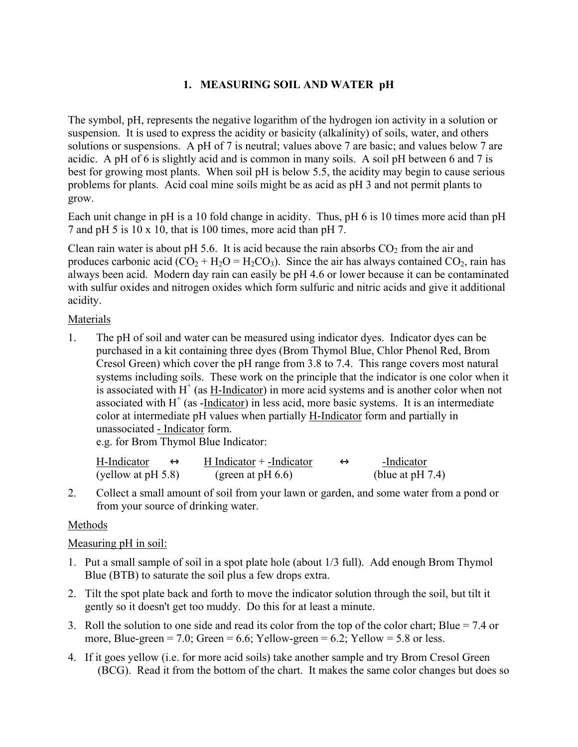# 1. MEASURING SOIL AND WATER pH

The symbol, pH, represents the negative logarithm of the hydrogen ion activity in a solution or suspension. It is used to express the acidity or basicity (alkalinity) of soils, water, and others solutions or suspensions. A pH of 7 is neutral; values above 7 are basic; and values below 7 are acidic. A pH of 6 is slightly acid and is common in many soils. A soil pH between 6 and 7 is best for growing most plants. When soil pH is below 5.5, the acidity may begin to cause serious problems for plants. Acid coal mine soils might be as acid as pH 3 and not permit plants to grow.

Each unit change in pH is a 10 fold change in acidity. Thus, pH 6 is 10 times more acid than pH 7 and pH 5 is 10 x 10, that is 100 times, more acid than pH 7.

Clean rain water is about pH 5.6. It is acid because the rain absorbs $CO_2$ from the air and produces carbonic acid ($CO_2 + H_2O = H_2CO_3$). Since the air has always contained $CO_2$, rain has always been acid. Modern day rain can easily be pH 4.6 or lower because it can be contaminated with sulfur oxides and nitrogen oxides which form sulfuric and nitric acids and give it additional acidity.

Materials

1. The pH of soil and water can be measured using indicator dyes. Indicator dyes can be purchased in a kit containing three dyes (Brom Thymol Blue, Chlor Phenol Red, Brom Cresol Green) which cover the pH range from 3.8 to 7.4. This range covers most natural systems including soils. These work on the principle that the indicator is one color when it is associated with $H^+$ (as H-Indicator) in more acid systems and is another color when not associated with $H^+$ (as -Indicator) in less acid, more basic systems. It is an intermediate color at intermediate pH values when partially H-Indicator form and partially in unassociated - Indicator form.
   e.g. for Brom Thymol Blue Indicator:

   | H-Indicator | ↔ | H Indicator + -Indicator | ↔ | -Indicator |
   |---|---|---|---|---|
   | (yellow at pH 5.8) | | (green at pH 6.6) | | (blue at pH 7.4) |

2. Collect a small amount of soil from your lawn or garden, and some water from a pond or from your source of drinking water.

Methods

Measuring pH in soil:

1. Put a small sample of soil in a spot plate hole (about 1/3 full). Add enough Brom Thymol Blue (BTB) to saturate the soil plus a few drops extra.
2. Tilt the spot plate back and forth to move the indicator solution through the soil, but tilt it gently so it doesn't get too muddy. Do this for at least a minute.
3. Roll the solution to one side and read its color from the top of the color chart; Blue = 7.4 or more, Blue-green = 7.0; Green = 6.6; Yellow-green = 6.2; Yellow = 5.8 or less.
4. If it goes yellow (i.e. for more acid soils) take another sample and try Brom Cresol Green (BCG). Read it from the bottom of the chart. It makes the same color changes but does so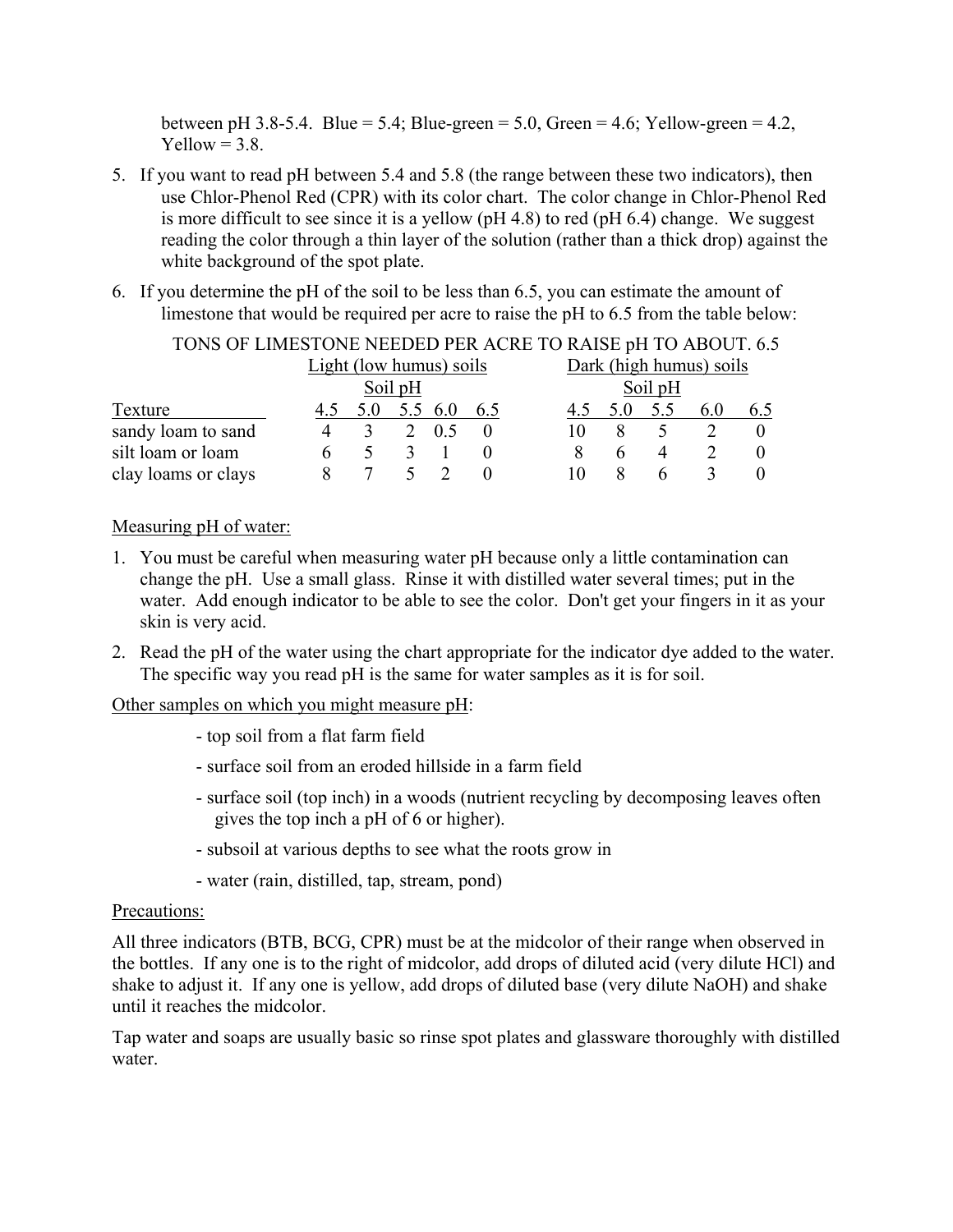between pH 3.8-5.4. Blue = 5.4; Blue-green = 5.0, Green = 4.6; Yellow-green = 4.2, Yellow = 3.8.

5. If you want to read pH between 5.4 and 5.8 (the range between these two indicators), then use Chlor-Phenol Red (CPR) with its color chart. The color change in Chlor-Phenol Red is more difficult to see since it is a yellow (pH 4.8) to red (pH 6.4) change. We suggest reading the color through a thin layer of the solution (rather than a thick drop) against the white background of the spot plate.
6. If you determine the pH of the soil to be less than 6.5, you can estimate the amount of limestone that would be required per acre to raise the pH to 6.5 from the table below:

TONS OF LIMESTONE NEEDED PER ACRE TO RAISE pH TO ABOUT. 6.5

| | Light (low humus) soils | | | | | Dark (high humus) soils | | | | |
|---|---|---|---|---|---|---|---|---|---|---|
| | Soil pH | | | | | Soil pH | | | | |
| Texture | 4.5 | 5.0 | 5.5 | 6.0 | 6.5 | 4.5 | 5.0 | 5.5 | 6.0 | 6.5 |
| sandy loam to sand | 4 | 3 | 2 | 0.5 | 0 | 10 | 8 | 5 | 2 | 0 |
| silt loam or loam | 6 | 5 | 3 | 1 | 0 | 8 | 6 | 4 | 2 | 0 |
| clay loams or clays | 8 | 7 | 5 | 2 | 0 | 10 | 8 | 6 | 3 | 0 |

Measuring pH of water:

1. You must be careful when measuring water pH because only a little contamination can change the pH. Use a small glass. Rinse it with distilled water several times; put in the water. Add enough indicator to be able to see the color. Don't get your fingers in it as your skin is very acid.
2. Read the pH of the water using the chart appropriate for the indicator dye added to the water. The specific way you read pH is the same for water samples as it is for soil.

Other samples on which you might measure pH:

- top soil from a flat farm field
- surface soil from an eroded hillside in a farm field
- surface soil (top inch) in a woods (nutrient recycling by decomposing leaves often gives the top inch a pH of 6 or higher).
- subsoil at various depths to see what the roots grow in
- water (rain, distilled, tap, stream, pond)

Precautions:

All three indicators (BTB, BCG, CPR) must be at the midcolor of their range when observed in the bottles. If any one is to the right of midcolor, add drops of diluted acid (very dilute HCl) and shake to adjust it. If any one is yellow, add drops of diluted base (very dilute NaOH) and shake until it reaches the midcolor.

Tap water and soaps are usually basic so rinse spot plates and glassware thoroughly with distilled water.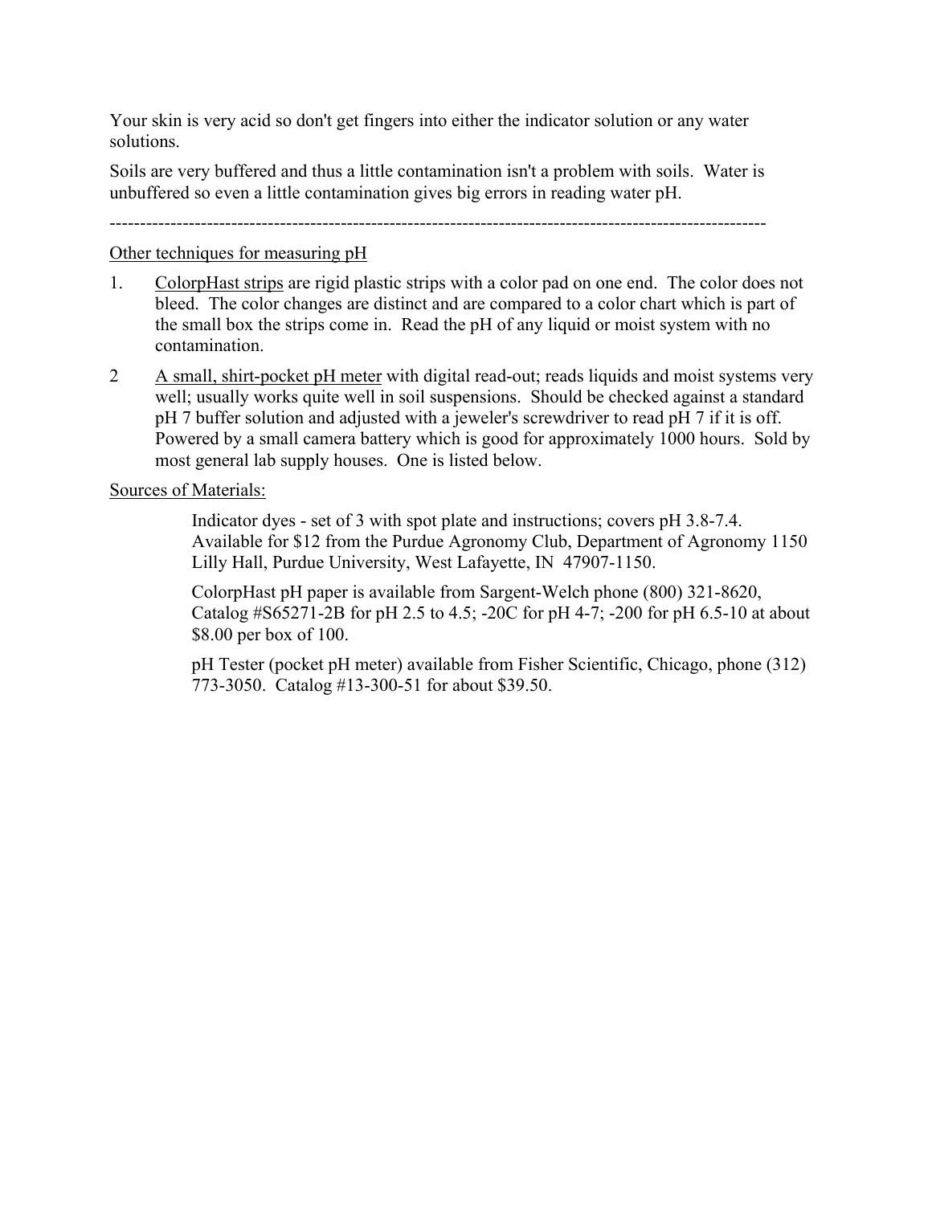Your skin is very acid so don't get fingers into either the indicator solution or any water solutions.

Soils are very buffered and thus a little contamination isn't a problem with soils. Water is unbuffered so even a little contamination gives big errors in reading water pH.

---

Other techniques for measuring pH

1. ColorpHast strips are rigid plastic strips with a color pad on one end. The color does not bleed. The color changes are distinct and are compared to a color chart which is part of the small box the strips come in. Read the pH of any liquid or moist system with no contamination.

2. A small, shirt-pocket pH meter with digital read-out; reads liquids and moist systems very well; usually works quite well in soil suspensions. Should be checked against a standard pH 7 buffer solution and adjusted with a jeweler's screwdriver to read pH 7 if it is off. Powered by a small camera battery which is good for approximately 1000 hours. Sold by most general lab supply houses. One is listed below.

Sources of Materials:

Indicator dyes - set of 3 with spot plate and instructions; covers pH 3.8-7.4. Available for $12 from the Purdue Agronomy Club, Department of Agronomy 1150 Lilly Hall, Purdue University, West Lafayette, IN 47907-1150.

ColorpHast pH paper is available from Sargent-Welch phone (800) 321-8620, Catalog #S65271-2B for pH 2.5 to 4.5; -20C for pH 4-7; -200 for pH 6.5-10 at about $8.00 per box of 100.

pH Tester (pocket pH meter) available from Fisher Scientific, Chicago, phone (312) 773-3050. Catalog #13-300-51 for about $39.50.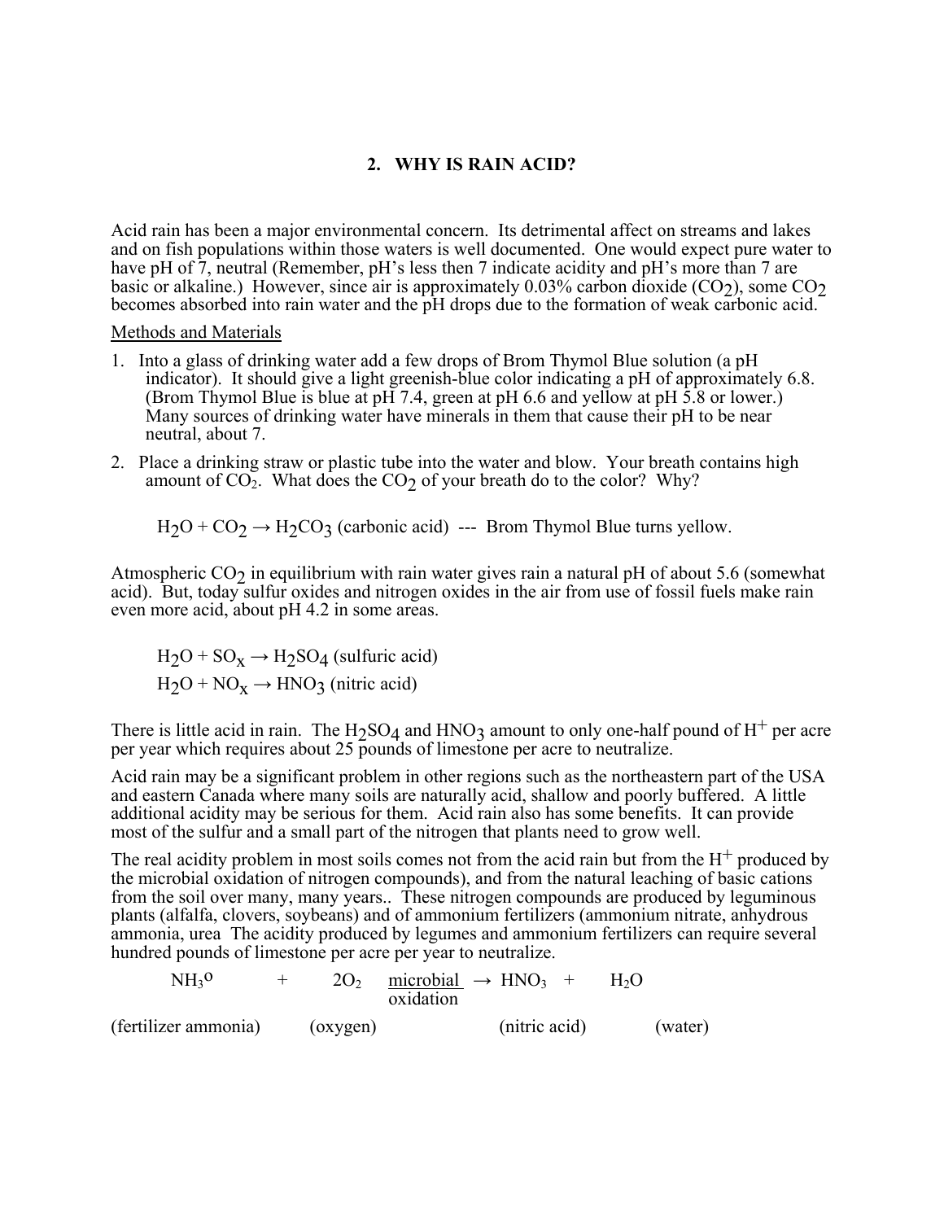## 2. WHY IS RAIN ACID?

Acid rain has been a major environmental concern. Its detrimental affect on streams and lakes and on fish populations within those waters is well documented. One would expect pure water to have pH of 7, neutral (Remember, pH's less then 7 indicate acidity and pH's more than 7 are basic or alkaline.) However, since air is approximately 0.03% carbon dioxide ($CO_2$), some $CO_2$ becomes absorbed into rain water and the pH drops due to the formation of weak carbonic acid.

<u>Methods and Materials</u>

1. Into a glass of drinking water add a few drops of Brom Thymol Blue solution (a pH indicator). It should give a light greenish-blue color indicating a pH of approximately 6.8. (Brom Thymol Blue is blue at pH 7.4, green at pH 6.6 and yellow at pH 5.8 or lower.) Many sources of drinking water have minerals in them that cause their pH to be near neutral, about 7.
2. Place a drinking straw or plastic tube into the water and blow. Your breath contains high amount of $CO_2$. What does the $CO_2$ of your breath do to the color? Why?

   $H_2O + CO_2 \rightarrow H_2CO_3$ (carbonic acid) --- Brom Thymol Blue turns yellow.

Atmospheric $CO_2$ in equilibrium with rain water gives rain a natural pH of about 5.6 (somewhat acid). But, today sulfur oxides and nitrogen oxides in the air from use of fossil fuels make rain even more acid, about pH 4.2 in some areas.

$H_2O + SO_x \rightarrow H_2SO_4$ (sulfuric acid)

$H_2O + NO_x \rightarrow HNO_3$ (nitric acid)

There is little acid in rain. The $H_2SO_4$ and $HNO_3$ amount to only one-half pound of $H^+$ per acre per year which requires about 25 pounds of limestone per acre to neutralize.

Acid rain may be a significant problem in other regions such as the northeastern part of the USA and eastern Canada where many soils are naturally acid, shallow and poorly buffered. A little additional acidity may be serious for them. Acid rain also has some benefits. It can provide most of the sulfur and a small part of the nitrogen that plants need to grow well.

The real acidity problem in most soils comes not from the acid rain but from the $H^+$ produced by the microbial oxidation of nitrogen compounds), and from the natural leaching of basic cations from the soil over many, many years.. These nitrogen compounds are produced by leguminous plants (alfalfa, clovers, soybeans) and of ammonium fertilizers (ammonium nitrate, anhydrous ammonia, urea The acidity produced by legumes and ammonium fertilizers can require several hundred pounds of limestone per acre per year to neutralize.

$$NH_3^o + 2O_2 \xrightarrow{\text{microbial oxidation}} HNO_3 + H_2O$$

(fertilizer ammonia) (oxygen) (nitric acid) (water)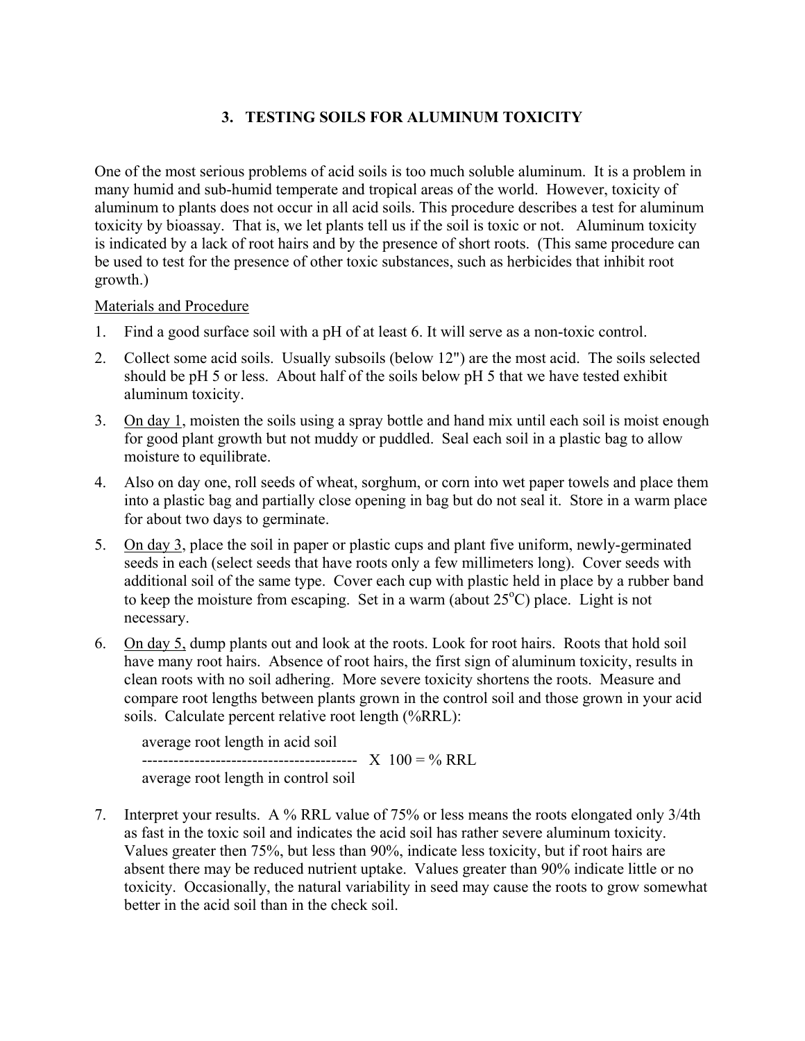## 3. TESTING SOILS FOR ALUMINUM TOXICITY

One of the most serious problems of acid soils is too much soluble aluminum. It is a problem in many humid and sub-humid temperate and tropical areas of the world. However, toxicity of aluminum to plants does not occur in all acid soils. This procedure describes a test for aluminum toxicity by bioassay. That is, we let plants tell us if the soil is toxic or not. Aluminum toxicity is indicated by a lack of root hairs and by the presence of short roots. (This same procedure can be used to test for the presence of other toxic substances, such as herbicides that inhibit root growth.)

<u>Materials and Procedure</u>

1. Find a good surface soil with a pH of at least 6. It will serve as a non-toxic control.
2. Collect some acid soils. Usually subsoils (below 12") are the most acid. The soils selected should be pH 5 or less. About half of the soils below pH 5 that we have tested exhibit aluminum toxicity.
3. <u>On day 1</u>, moisten the soils using a spray bottle and hand mix until each soil is moist enough for good plant growth but not muddy or puddled. Seal each soil in a plastic bag to allow moisture to equilibrate.
4. Also on day one, roll seeds of wheat, sorghum, or corn into wet paper towels and place them into a plastic bag and partially close opening in bag but do not seal it. Store in a warm place for about two days to germinate.
5. <u>On day 3</u>, place the soil in paper or plastic cups and plant five uniform, newly-germinated seeds in each (select seeds that have roots only a few millimeters long). Cover seeds with additional soil of the same type. Cover each cup with plastic held in place by a rubber band to keep the moisture from escaping. Set in a warm (about 25$^{o}$C) place. Light is not necessary.
6. <u>On day 5,</u> dump plants out and look at the roots. Look for root hairs. Roots that hold soil have many root hairs. Absence of root hairs, the first sign of aluminum toxicity, results in clean roots with no soil adhering. More severe toxicity shortens the roots. Measure and compare root lengths between plants grown in the control soil and those grown in your acid soils. Calculate percent relative root length (%RRL):

$$\frac{\text{average root length in acid soil}}{\text{average root length in control soil}} \times 100 = \%\ \text{RRL}$$

7. Interpret your results. A % RRL value of 75% or less means the roots elongated only 3/4th as fast in the toxic soil and indicates the acid soil has rather severe aluminum toxicity. Values greater then 75%, but less than 90%, indicate less toxicity, but if root hairs are absent there may be reduced nutrient uptake. Values greater than 90% indicate little or no toxicity. Occasionally, the natural variability in seed may cause the roots to grow somewhat better in the acid soil than in the check soil.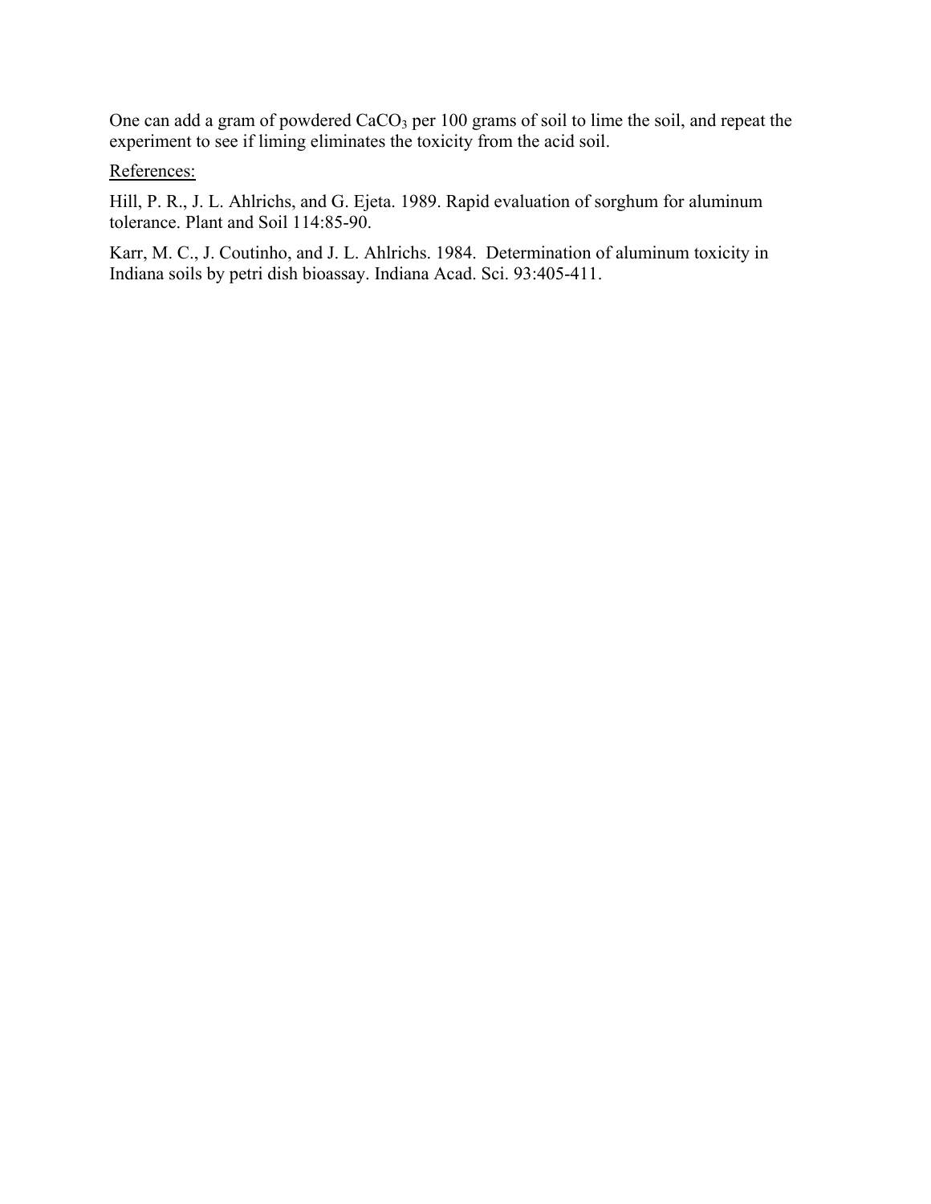One can add a gram of powdered $CaCO_3$ per 100 grams of soil to lime the soil, and repeat the experiment to see if liming eliminates the toxicity from the acid soil.

References:

Hill, P. R., J. L. Ahlrichs, and G. Ejeta. 1989. Rapid evaluation of sorghum for aluminum tolerance. Plant and Soil 114:85-90.

Karr, M. C., J. Coutinho, and J. L. Ahlrichs. 1984. Determination of aluminum toxicity in Indiana soils by petri dish bioassay. Indiana Acad. Sci. 93:405-411.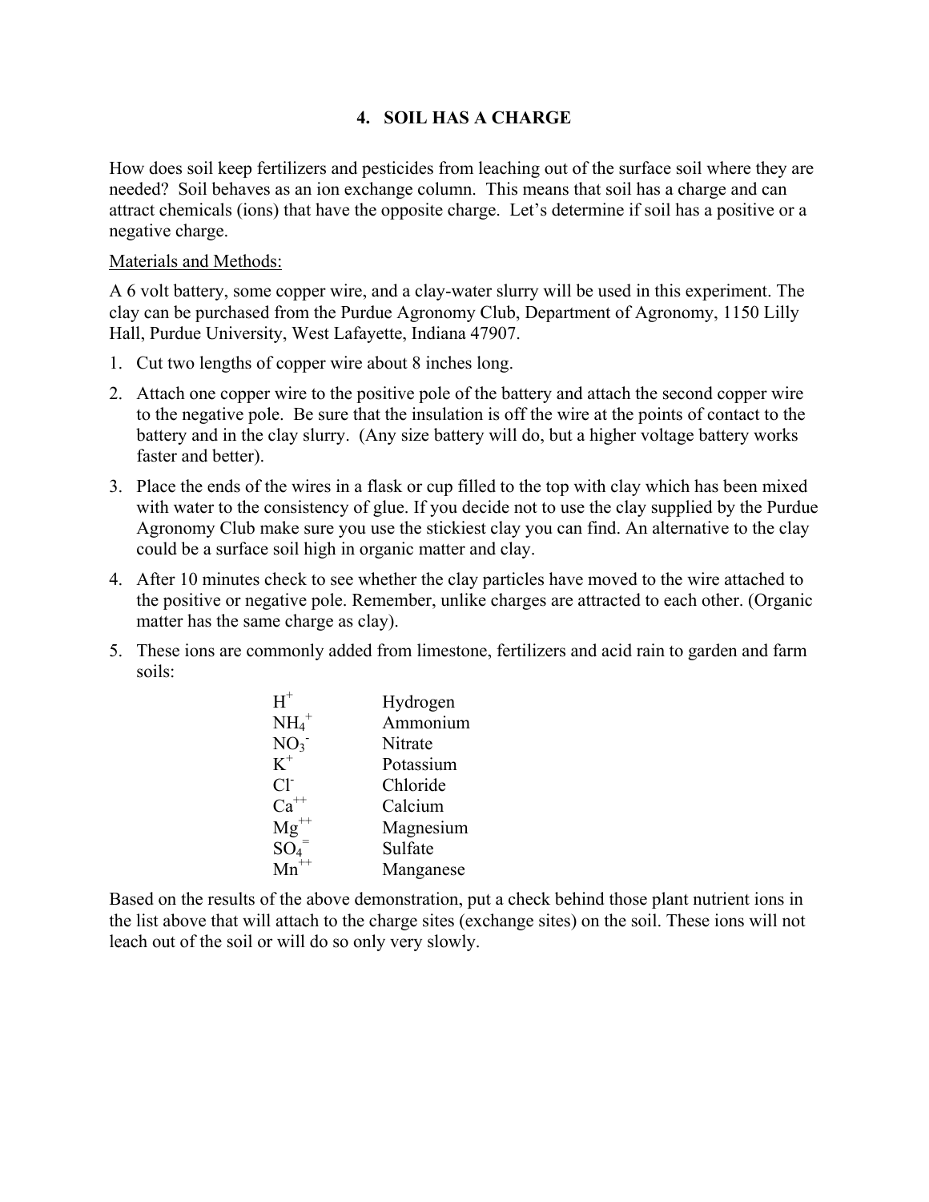## 4. SOIL HAS A CHARGE

How does soil keep fertilizers and pesticides from leaching out of the surface soil where they are needed? Soil behaves as an ion exchange column. This means that soil has a charge and can attract chemicals (ions) that have the opposite charge. Let's determine if soil has a positive or a negative charge.

Materials and Methods:

A 6 volt battery, some copper wire, and a clay-water slurry will be used in this experiment. The clay can be purchased from the Purdue Agronomy Club, Department of Agronomy, 1150 Lilly Hall, Purdue University, West Lafayette, Indiana 47907.

1. Cut two lengths of copper wire about 8 inches long.
2. Attach one copper wire to the positive pole of the battery and attach the second copper wire to the negative pole. Be sure that the insulation is off the wire at the points of contact to the battery and in the clay slurry. (Any size battery will do, but a higher voltage battery works faster and better).
3. Place the ends of the wires in a flask or cup filled to the top with clay which has been mixed with water to the consistency of glue. If you decide not to use the clay supplied by the Purdue Agronomy Club make sure you use the stickiest clay you can find. An alternative to the clay could be a surface soil high in organic matter and clay.
4. After 10 minutes check to see whether the clay particles have moved to the wire attached to the positive or negative pole. Remember, unlike charges are attracted to each other. (Organic matter has the same charge as clay).
5. These ions are commonly added from limestone, fertilizers and acid rain to garden and farm soils:

| | |
|---|---|
| $H^+$ | Hydrogen |
| $NH_4^+$ | Ammonium |
| $NO_3^-$ | Nitrate |
| $K^+$ | Potassium |
| $Cl^-$ | Chloride |
| $Ca^{++}$ | Calcium |
| $Mg^{++}$ | Magnesium |
| $SO_4^=$ | Sulfate |
| $Mn^{++}$ | Manganese |

Based on the results of the above demonstration, put a check behind those plant nutrient ions in the list above that will attach to the charge sites (exchange sites) on the soil. These ions will not leach out of the soil or will do so only very slowly.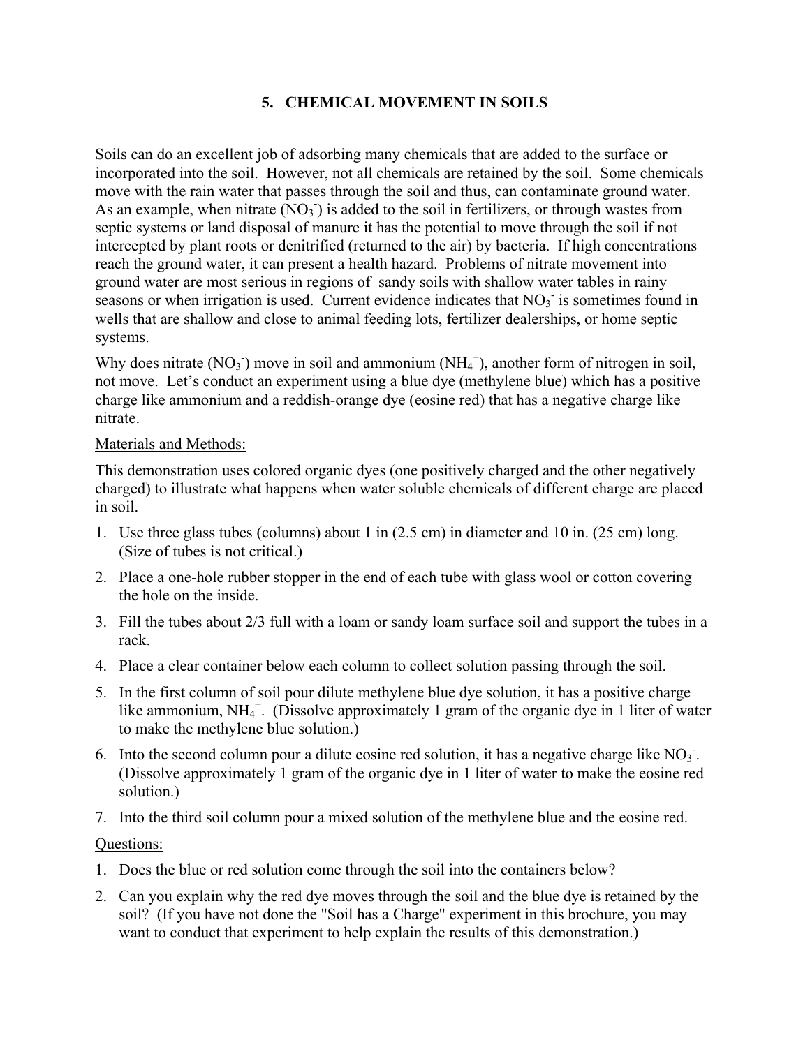## 5. CHEMICAL MOVEMENT IN SOILS

Soils can do an excellent job of adsorbing many chemicals that are added to the surface or incorporated into the soil. However, not all chemicals are retained by the soil. Some chemicals move with the rain water that passes through the soil and thus, can contaminate ground water. As an example, when nitrate ($NO_3^-$) is added to the soil in fertilizers, or through wastes from septic systems or land disposal of manure it has the potential to move through the soil if not intercepted by plant roots or denitrified (returned to the air) by bacteria. If high concentrations reach the ground water, it can present a health hazard. Problems of nitrate movement into ground water are most serious in regions of sandy soils with shallow water tables in rainy seasons or when irrigation is used. Current evidence indicates that $NO_3^-$ is sometimes found in wells that are shallow and close to animal feeding lots, fertilizer dealerships, or home septic systems.

Why does nitrate ($NO_3^-$) move in soil and ammonium ($NH_4^+$), another form of nitrogen in soil, not move. Let's conduct an experiment using a blue dye (methylene blue) which has a positive charge like ammonium and a reddish-orange dye (eosine red) that has a negative charge like nitrate.

Materials and Methods:

This demonstration uses colored organic dyes (one positively charged and the other negatively charged) to illustrate what happens when water soluble chemicals of different charge are placed in soil.

1. Use three glass tubes (columns) about 1 in (2.5 cm) in diameter and 10 in. (25 cm) long. (Size of tubes is not critical.)
2. Place a one-hole rubber stopper in the end of each tube with glass wool or cotton covering the hole on the inside.
3. Fill the tubes about 2/3 full with a loam or sandy loam surface soil and support the tubes in a rack.
4. Place a clear container below each column to collect solution passing through the soil.
5. In the first column of soil pour dilute methylene blue dye solution, it has a positive charge like ammonium, $NH_4^+$. (Dissolve approximately 1 gram of the organic dye in 1 liter of water to make the methylene blue solution.)
6. Into the second column pour a dilute eosine red solution, it has a negative charge like $NO_3^-$. (Dissolve approximately 1 gram of the organic dye in 1 liter of water to make the eosine red solution.)
7. Into the third soil column pour a mixed solution of the methylene blue and the eosine red.

Questions:

1. Does the blue or red solution come through the soil into the containers below?
2. Can you explain why the red dye moves through the soil and the blue dye is retained by the soil? (If you have not done the "Soil has a Charge" experiment in this brochure, you may want to conduct that experiment to help explain the results of this demonstration.)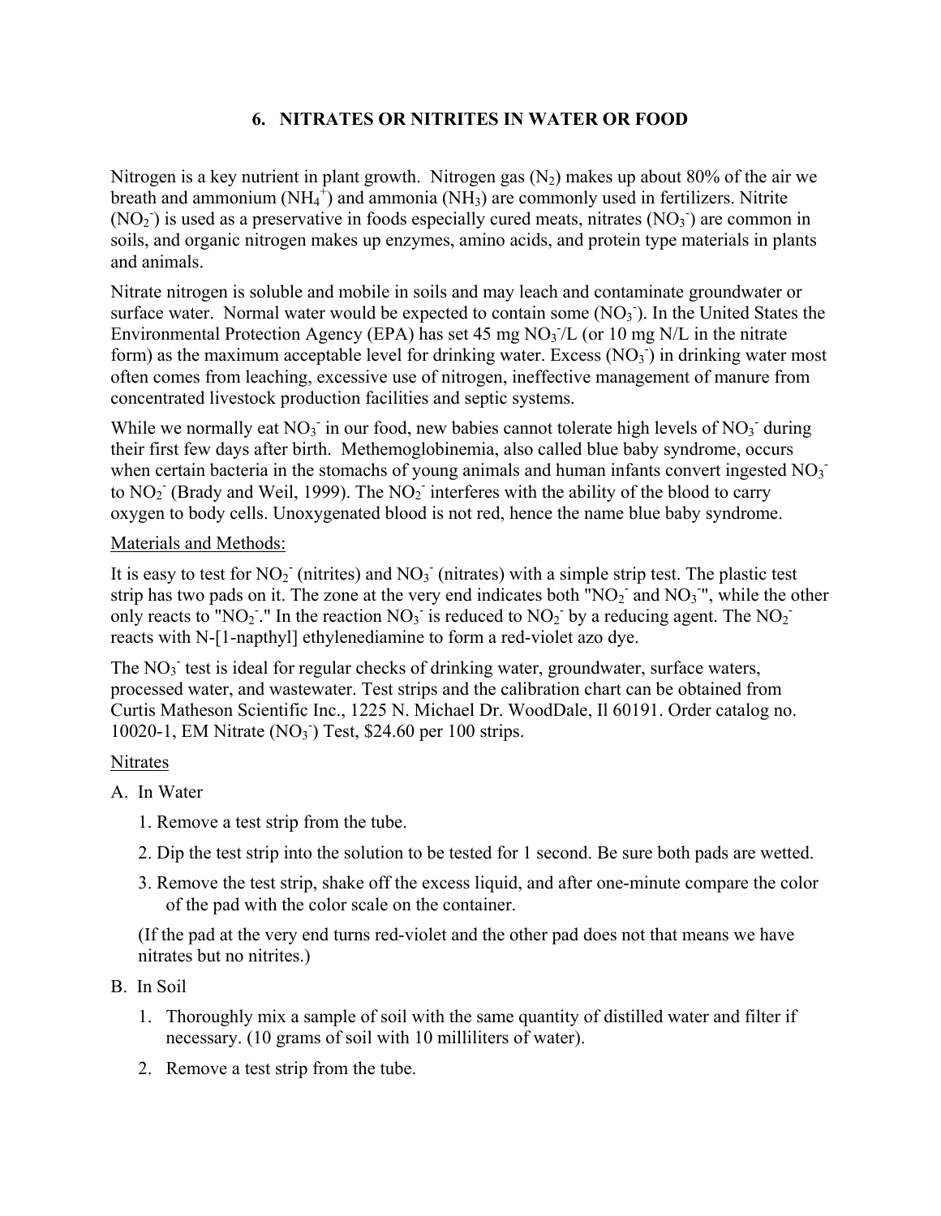## 6. NITRATES OR NITRITES IN WATER OR FOOD

Nitrogen is a key nutrient in plant growth. Nitrogen gas ($N_2$) makes up about 80% of the air we breath and ammonium ($NH_4^+$) and ammonia ($NH_3$) are commonly used in fertilizers. Nitrite ($NO_2^-$) is used as a preservative in foods especially cured meats, nitrates ($NO_3^-$) are common in soils, and organic nitrogen makes up enzymes, amino acids, and protein type materials in plants and animals.

Nitrate nitrogen is soluble and mobile in soils and may leach and contaminate groundwater or surface water. Normal water would be expected to contain some ($NO_3^-$). In the United States the Environmental Protection Agency (EPA) has set 45 mg $NO_3^-$/L (or 10 mg N/L in the nitrate form) as the maximum acceptable level for drinking water. Excess ($NO_3^-$) in drinking water most often comes from leaching, excessive use of nitrogen, ineffective management of manure from concentrated livestock production facilities and septic systems.

While we normally eat $NO_3^-$ in our food, new babies cannot tolerate high levels of $NO_3^-$ during their first few days after birth. Methemoglobinemia, also called blue baby syndrome, occurs when certain bacteria in the stomachs of young animals and human infants convert ingested $NO_3^-$ to $NO_2^-$ (Brady and Weil, 1999). The $NO_2^-$ interferes with the ability of the blood to carry oxygen to body cells. Unoxygenated blood is not red, hence the name blue baby syndrome.

Materials and Methods:

It is easy to test for $NO_2^-$ (nitrites) and $NO_3^-$ (nitrates) with a simple strip test. The plastic test strip has two pads on it. The zone at the very end indicates both "$NO_2^-$ and $NO_3^-$", while the other only reacts to "$NO_2^-$." In the reaction $NO_3^-$ is reduced to $NO_2^-$ by a reducing agent. The $NO_2^-$ reacts with N-[1-napthyl] ethylenediamine to form a red-violet azo dye.

The $NO_3^-$ test is ideal for regular checks of drinking water, groundwater, surface waters, processed water, and wastewater. Test strips and the calibration chart can be obtained from Curtis Matheson Scientific Inc., 1225 N. Michael Dr. WoodDale, Il 60191. Order catalog no. 10020-1, EM Nitrate ($NO_3^-$) Test, $24.60 per 100 strips.

Nitrates

A. In Water

1. Remove a test strip from the tube.
2. Dip the test strip into the solution to be tested for 1 second. Be sure both pads are wetted.
3. Remove the test strip, shake off the excess liquid, and after one-minute compare the color of the pad with the color scale on the container.

(If the pad at the very end turns red-violet and the other pad does not that means we have nitrates but no nitrites.)

B. In Soil

1. Thoroughly mix a sample of soil with the same quantity of distilled water and filter if necessary. (10 grams of soil with 10 milliliters of water).
2. Remove a test strip from the tube.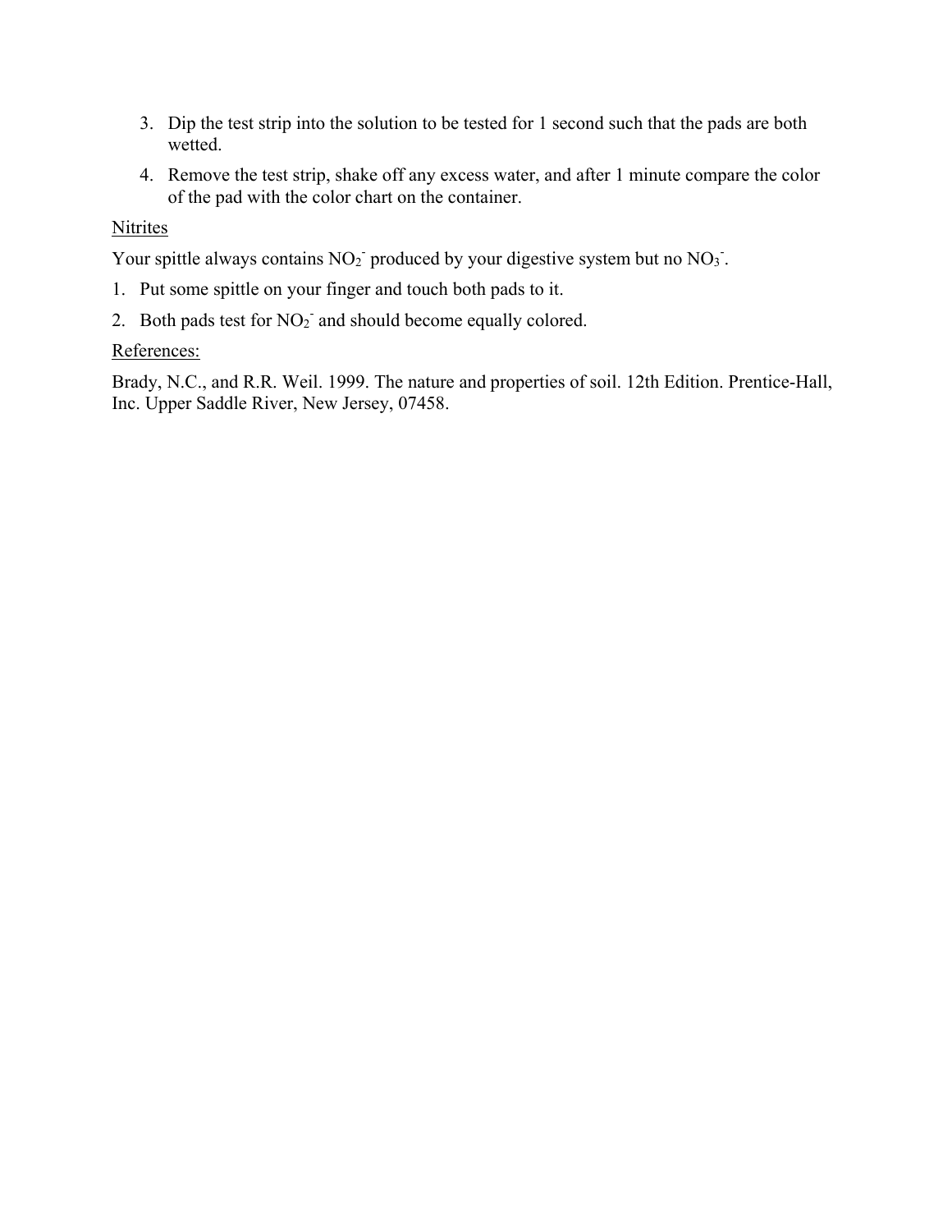3. Dip the test strip into the solution to be tested for 1 second such that the pads are both wetted.
4. Remove the test strip, shake off any excess water, and after 1 minute compare the color of the pad with the color chart on the container.

<u>Nitrites</u>

Your spittle always contains $NO_2^-$ produced by your digestive system but no $NO_3^-$.

1. Put some spittle on your finger and touch both pads to it.
2. Both pads test for $NO_2^-$ and should become equally colored.

<u>References:</u>

Brady, N.C., and R.R. Weil. 1999. The nature and properties of soil. 12th Edition. Prentice-Hall, Inc. Upper Saddle River, New Jersey, 07458.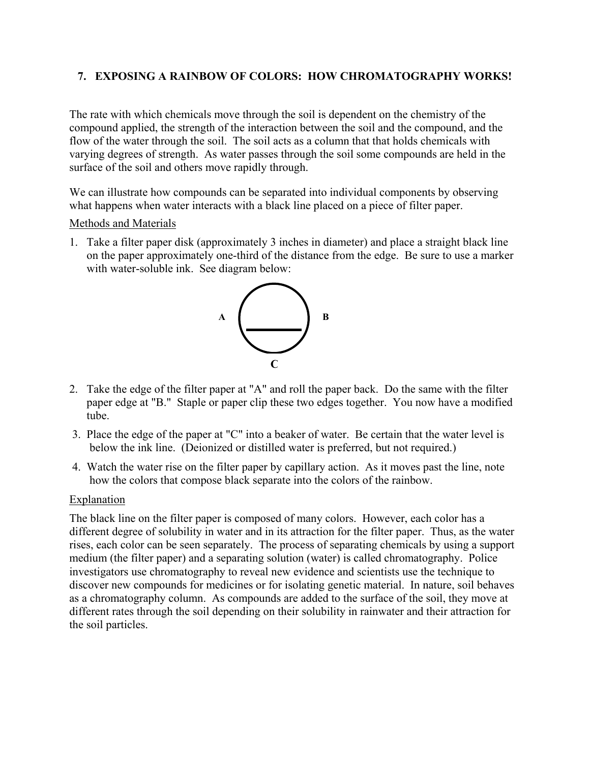## 7. EXPOSING A RAINBOW OF COLORS: HOW CHROMATOGRAPHY WORKS!

The rate with which chemicals move through the soil is dependent on the chemistry of the compound applied, the strength of the interaction between the soil and the compound, and the flow of the water through the soil. The soil acts as a column that that holds chemicals with varying degrees of strength. As water passes through the soil some compounds are held in the surface of the soil and others move rapidly through.

We can illustrate how compounds can be separated into individual components by observing what happens when water interacts with a black line placed on a piece of filter paper.

Methods and Materials

1. Take a filter paper disk (approximately 3 inches in diameter) and place a straight black line on the paper approximately one-third of the distance from the edge. Be sure to use a marker with water-soluble ink. See diagram below:

A B

C

2. Take the edge of the filter paper at "A" and roll the paper back. Do the same with the filter paper edge at "B." Staple or paper clip these two edges together. You now have a modified tube.
3. Place the edge of the paper at "C" into a beaker of water. Be certain that the water level is below the ink line. (Deionized or distilled water is preferred, but not required.)
4. Watch the water rise on the filter paper by capillary action. As it moves past the line, note how the colors that compose black separate into the colors of the rainbow.

Explanation

The black line on the filter paper is composed of many colors. However, each color has a different degree of solubility in water and in its attraction for the filter paper. Thus, as the water rises, each color can be seen separately. The process of separating chemicals by using a support medium (the filter paper) and a separating solution (water) is called chromatography. Police investigators use chromatography to reveal new evidence and scientists use the technique to discover new compounds for medicines or for isolating genetic material. In nature, soil behaves as a chromatography column. As compounds are added to the surface of the soil, they move at different rates through the soil depending on their solubility in rainwater and their attraction for the soil particles.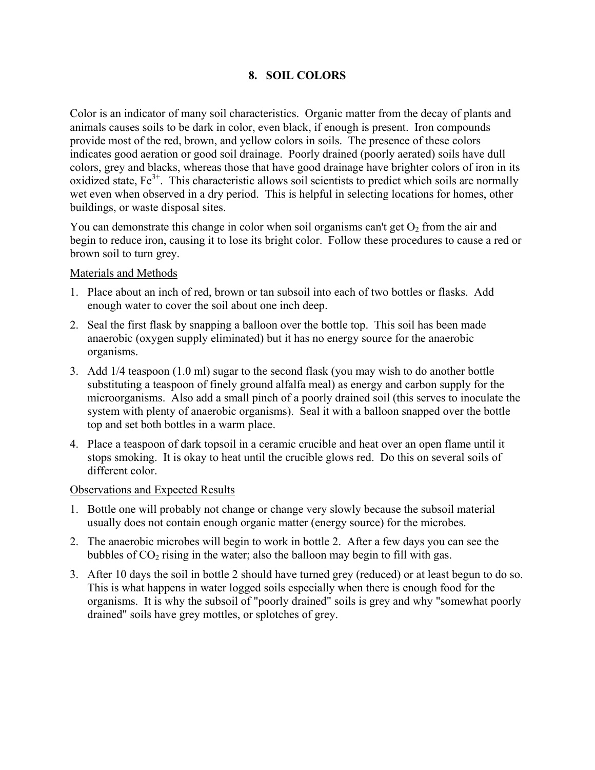# 8. SOIL COLORS

Color is an indicator of many soil characteristics. Organic matter from the decay of plants and animals causes soils to be dark in color, even black, if enough is present. Iron compounds provide most of the red, brown, and yellow colors in soils. The presence of these colors indicates good aeration or good soil drainage. Poorly drained (poorly aerated) soils have dull colors, grey and blacks, whereas those that have good drainage have brighter colors of iron in its oxidized state, $Fe^{3+}$. This characteristic allows soil scientists to predict which soils are normally wet even when observed in a dry period. This is helpful in selecting locations for homes, other buildings, or waste disposal sites.

You can demonstrate this change in color when soil organisms can't get $O_2$ from the air and begin to reduce iron, causing it to lose its bright color. Follow these procedures to cause a red or brown soil to turn grey.

Materials and Methods

1. Place about an inch of red, brown or tan subsoil into each of two bottles or flasks. Add enough water to cover the soil about one inch deep.
2. Seal the first flask by snapping a balloon over the bottle top. This soil has been made anaerobic (oxygen supply eliminated) but it has no energy source for the anaerobic organisms.
3. Add 1/4 teaspoon (1.0 ml) sugar to the second flask (you may wish to do another bottle substituting a teaspoon of finely ground alfalfa meal) as energy and carbon supply for the microorganisms. Also add a small pinch of a poorly drained soil (this serves to inoculate the system with plenty of anaerobic organisms). Seal it with a balloon snapped over the bottle top and set both bottles in a warm place.
4. Place a teaspoon of dark topsoil in a ceramic crucible and heat over an open flame until it stops smoking. It is okay to heat until the crucible glows red. Do this on several soils of different color.

Observations and Expected Results

1. Bottle one will probably not change or change very slowly because the subsoil material usually does not contain enough organic matter (energy source) for the microbes.
2. The anaerobic microbes will begin to work in bottle 2. After a few days you can see the bubbles of $CO_2$ rising in the water; also the balloon may begin to fill with gas.
3. After 10 days the soil in bottle 2 should have turned grey (reduced) or at least begun to do so. This is what happens in water logged soils especially when there is enough food for the organisms. It is why the subsoil of "poorly drained" soils is grey and why "somewhat poorly drained" soils have grey mottles, or splotches of grey.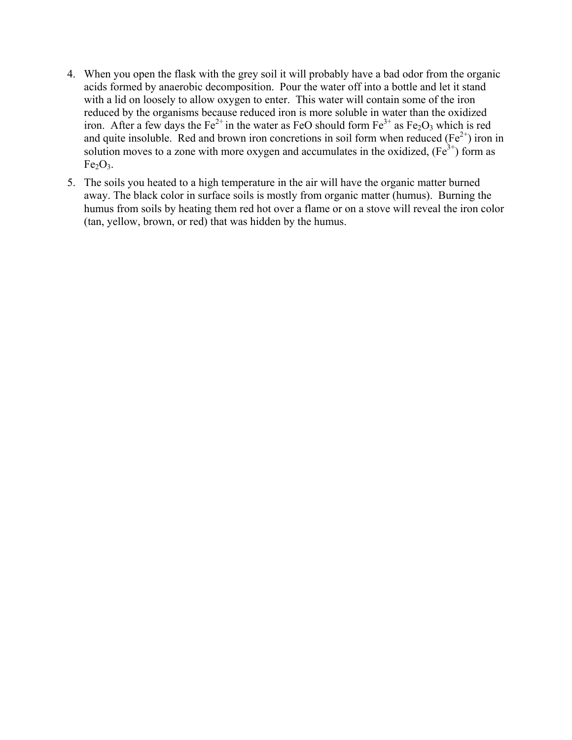4. When you open the flask with the grey soil it will probably have a bad odor from the organic acids formed by anaerobic decomposition. Pour the water off into a bottle and let it stand with a lid on loosely to allow oxygen to enter. This water will contain some of the iron reduced by the organisms because reduced iron is more soluble in water than the oxidized iron. After a few days the $Fe^{2+}$ in the water as FeO should form $Fe^{3+}$ as $Fe_2O_3$ which is red and quite insoluble. Red and brown iron concretions in soil form when reduced ($Fe^{2+}$) iron in solution moves to a zone with more oxygen and accumulates in the oxidized, ($Fe^{3+}$) form as $Fe_2O_3$.
5. The soils you heated to a high temperature in the air will have the organic matter burned away. The black color in surface soils is mostly from organic matter (humus). Burning the humus from soils by heating them red hot over a flame or on a stove will reveal the iron color (tan, yellow, brown, or red) that was hidden by the humus.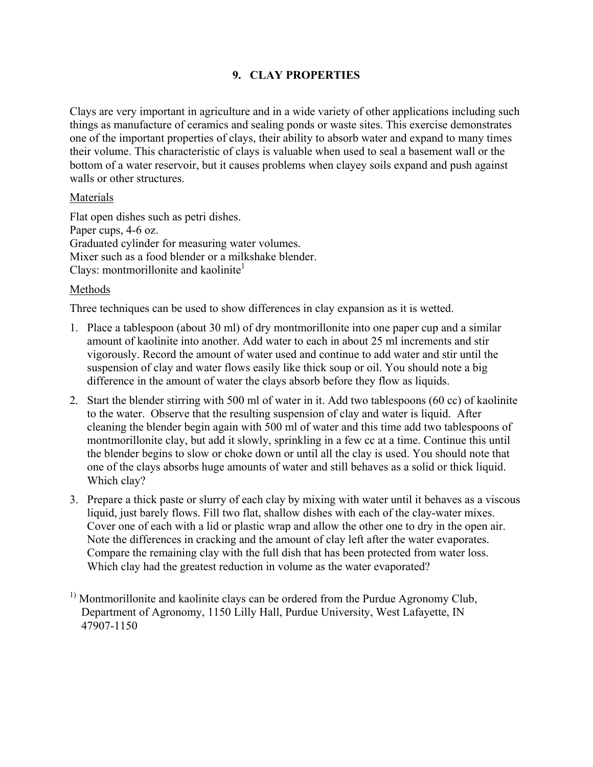## 9. CLAY PROPERTIES

Clays are very important in agriculture and in a wide variety of other applications including such things as manufacture of ceramics and sealing ponds or waste sites. This exercise demonstrates one of the important properties of clays, their ability to absorb water and expand to many times their volume. This characteristic of clays is valuable when used to seal a basement wall or the bottom of a water reservoir, but it causes problems when clayey soils expand and push against walls or other structures.

Materials

Flat open dishes such as petri dishes.
Paper cups, 4-6 oz.
Graduated cylinder for measuring water volumes.
Mixer such as a food blender or a milkshake blender.
Clays: montmorillonite and kaolinite[1]

Methods

Three techniques can be used to show differences in clay expansion as it is wetted.

1. Place a tablespoon (about 30 ml) of dry montmorillonite into one paper cup and a similar amount of kaolinite into another. Add water to each in about 25 ml increments and stir vigorously. Record the amount of water used and continue to add water and stir until the suspension of clay and water flows easily like thick soup or oil. You should note a big difference in the amount of water the clays absorb before they flow as liquids.
2. Start the blender stirring with 500 ml of water in it. Add two tablespoons (60 cc) of kaolinite to the water. Observe that the resulting suspension of clay and water is liquid. After cleaning the blender begin again with 500 ml of water and this time add two tablespoons of montmorillonite clay, but add it slowly, sprinkling in a few cc at a time. Continue this until the blender begins to slow or choke down or until all the clay is used. You should note that one of the clays absorbs huge amounts of water and still behaves as a solid or thick liquid. Which clay?
3. Prepare a thick paste or slurry of each clay by mixing with water until it behaves as a viscous liquid, just barely flows. Fill two flat, shallow dishes with each of the clay-water mixes. Cover one of each with a lid or plastic wrap and allow the other one to dry in the open air. Note the differences in cracking and the amount of clay left after the water evaporates. Compare the remaining clay with the full dish that has been protected from water loss. Which clay had the greatest reduction in volume as the water evaporated?

[1] Montmorillonite and kaolinite clays can be ordered from the Purdue Agronomy Club, Department of Agronomy, 1150 Lilly Hall, Purdue University, West Lafayette, IN 47907-1150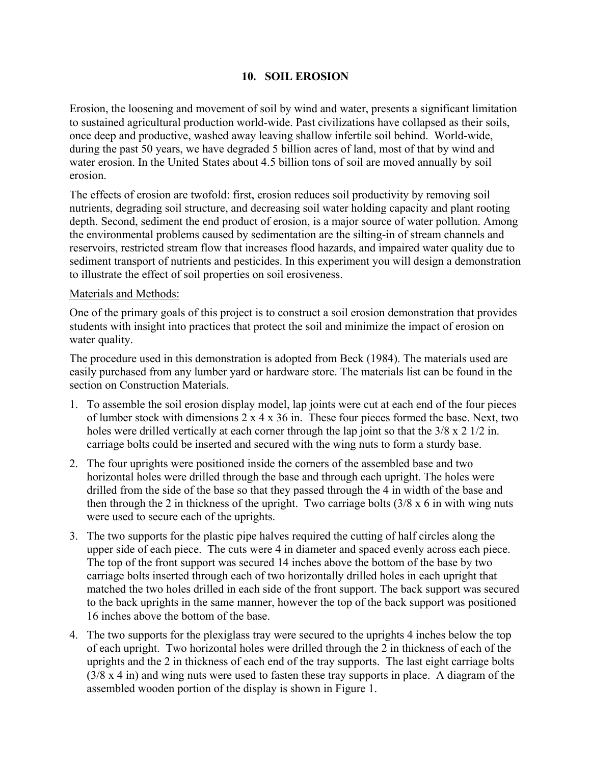## 10. SOIL EROSION

Erosion, the loosening and movement of soil by wind and water, presents a significant limitation to sustained agricultural production world-wide. Past civilizations have collapsed as their soils, once deep and productive, washed away leaving shallow infertile soil behind. World-wide, during the past 50 years, we have degraded 5 billion acres of land, most of that by wind and water erosion. In the United States about 4.5 billion tons of soil are moved annually by soil erosion.

The effects of erosion are twofold: first, erosion reduces soil productivity by removing soil nutrients, degrading soil structure, and decreasing soil water holding capacity and plant rooting depth. Second, sediment the end product of erosion, is a major source of water pollution. Among the environmental problems caused by sedimentation are the silting-in of stream channels and reservoirs, restricted stream flow that increases flood hazards, and impaired water quality due to sediment transport of nutrients and pesticides. In this experiment you will design a demonstration to illustrate the effect of soil properties on soil erosiveness.

<u>Materials and Methods:</u>

One of the primary goals of this project is to construct a soil erosion demonstration that provides students with insight into practices that protect the soil and minimize the impact of erosion on water quality.

The procedure used in this demonstration is adopted from Beck (1984). The materials used are easily purchased from any lumber yard or hardware store. The materials list can be found in the section on Construction Materials.

1. To assemble the soil erosion display model, lap joints were cut at each end of the four pieces of lumber stock with dimensions 2 x 4 x 36 in. These four pieces formed the base. Next, two holes were drilled vertically at each corner through the lap joint so that the 3/8 x 2 1/2 in. carriage bolts could be inserted and secured with the wing nuts to form a sturdy base.
2. The four uprights were positioned inside the corners of the assembled base and two horizontal holes were drilled through the base and through each upright. The holes were drilled from the side of the base so that they passed through the 4 in width of the base and then through the 2 in thickness of the upright. Two carriage bolts (3/8 x 6 in with wing nuts were used to secure each of the uprights.
3. The two supports for the plastic pipe halves required the cutting of half circles along the upper side of each piece. The cuts were 4 in diameter and spaced evenly across each piece. The top of the front support was secured 14 inches above the bottom of the base by two carriage bolts inserted through each of two horizontally drilled holes in each upright that matched the two holes drilled in each side of the front support. The back support was secured to the back uprights in the same manner, however the top of the back support was positioned 16 inches above the bottom of the base.
4. The two supports for the plexiglass tray were secured to the uprights 4 inches below the top of each upright. Two horizontal holes were drilled through the 2 in thickness of each of the uprights and the 2 in thickness of each end of the tray supports. The last eight carriage bolts (3/8 x 4 in) and wing nuts were used to fasten these tray supports in place. A diagram of the assembled wooden portion of the display is shown in Figure 1.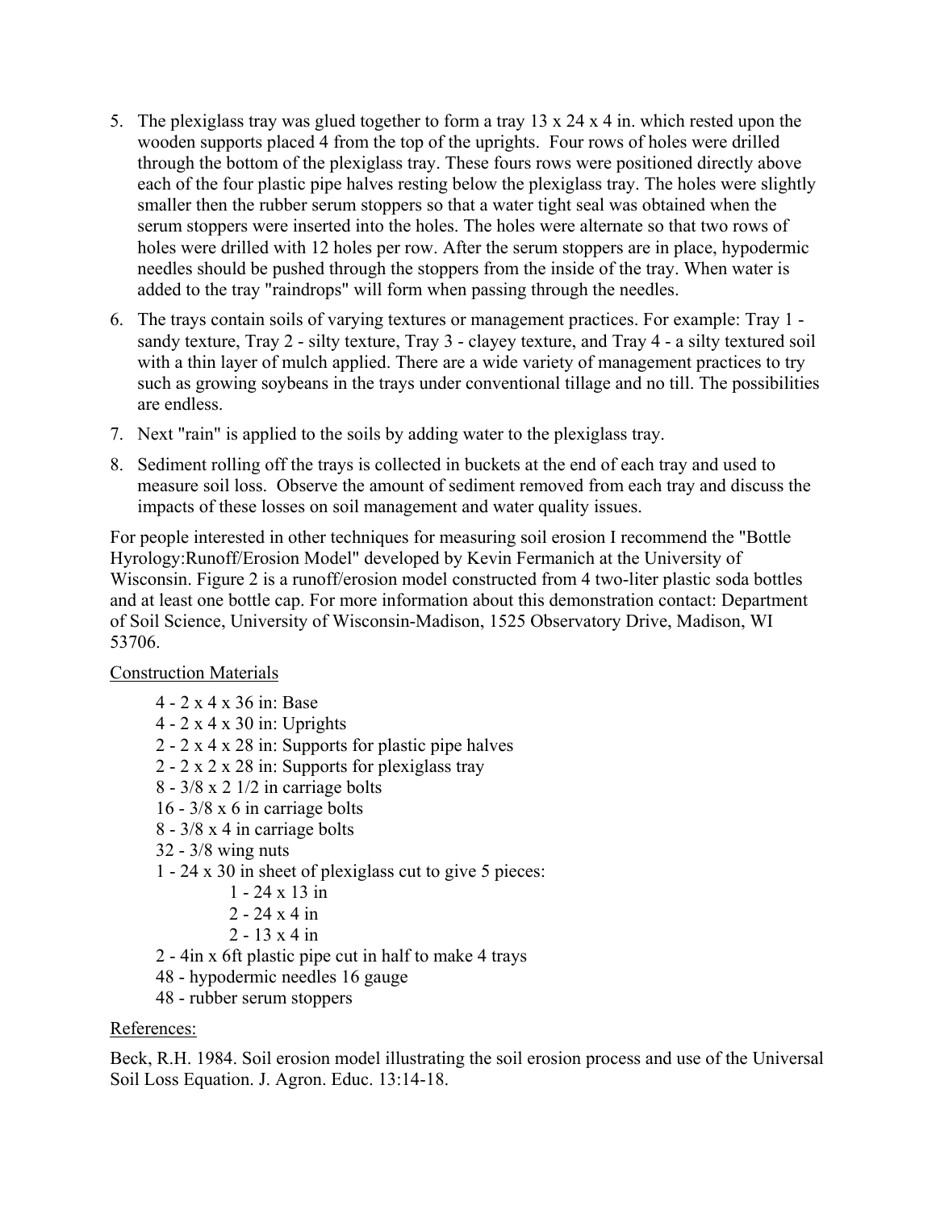5. The plexiglass tray was glued together to form a tray 13 x 24 x 4 in. which rested upon the wooden supports placed 4 from the top of the uprights. Four rows of holes were drilled through the bottom of the plexiglass tray. These fours rows were positioned directly above each of the four plastic pipe halves resting below the plexiglass tray. The holes were slightly smaller then the rubber serum stoppers so that a water tight seal was obtained when the serum stoppers were inserted into the holes. The holes were alternate so that two rows of holes were drilled with 12 holes per row. After the serum stoppers are in place, hypodermic needles should be pushed through the stoppers from the inside of the tray. When water is added to the tray "raindrops" will form when passing through the needles.
6. The trays contain soils of varying textures or management practices. For example: Tray 1 - sandy texture, Tray 2 - silty texture, Tray 3 - clayey texture, and Tray 4 - a silty textured soil with a thin layer of mulch applied. There are a wide variety of management practices to try such as growing soybeans in the trays under conventional tillage and no till. The possibilities are endless.
7. Next "rain" is applied to the soils by adding water to the plexiglass tray.
8. Sediment rolling off the trays is collected in buckets at the end of each tray and used to measure soil loss. Observe the amount of sediment removed from each tray and discuss the impacts of these losses on soil management and water quality issues.

For people interested in other techniques for measuring soil erosion I recommend the "Bottle Hyrology:Runoff/Erosion Model" developed by Kevin Fermanich at the University of Wisconsin. Figure 2 is a runoff/erosion model constructed from 4 two-liter plastic soda bottles and at least one bottle cap. For more information about this demonstration contact: Department of Soil Science, University of Wisconsin-Madison, 1525 Observatory Drive, Madison, WI 53706.

<u>Construction Materials</u>

- 4 - 2 x 4 x 36 in: Base
- 4 - 2 x 4 x 30 in: Uprights
- 2 - 2 x 4 x 28 in: Supports for plastic pipe halves
- 2 - 2 x 2 x 28 in: Supports for plexiglass tray
- 8 - 3/8 x 2 1/2 in carriage bolts
- 16 - 3/8 x 6 in carriage bolts
- 8 - 3/8 x 4 in carriage bolts
- 32 - 3/8 wing nuts
- 1 - 24 x 30 in sheet of plexiglass cut to give 5 pieces:
  - 1 - 24 x 13 in
  - 2 - 24 x 4 in
  - 2 - 13 x 4 in
- 2 - 4in x 6ft plastic pipe cut in half to make 4 trays
- 48 - hypodermic needles 16 gauge
- 48 - rubber serum stoppers

<u>References:</u>

Beck, R.H. 1984. Soil erosion model illustrating the soil erosion process and use of the Universal Soil Loss Equation. J. Agron. Educ. 13:14-18.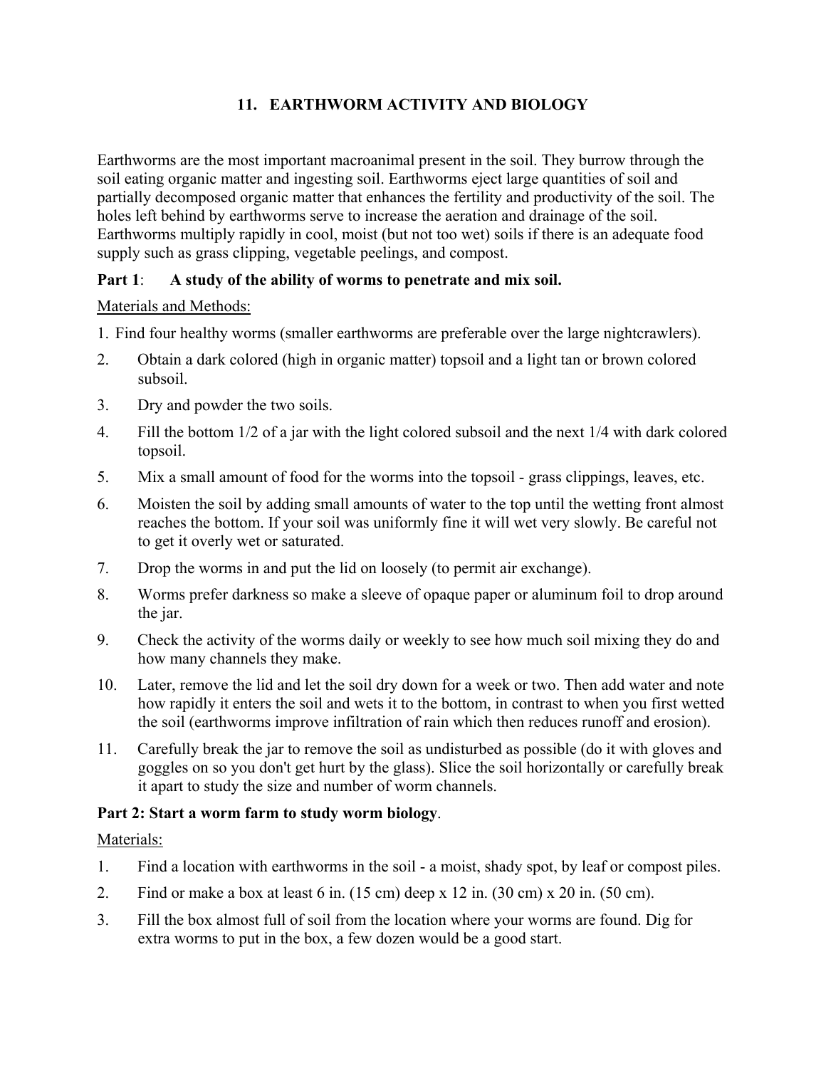## 11. EARTHWORM ACTIVITY AND BIOLOGY

Earthworms are the most important macroanimal present in the soil. They burrow through the soil eating organic matter and ingesting soil. Earthworms eject large quantities of soil and partially decomposed organic matter that enhances the fertility and productivity of the soil. The holes left behind by earthworms serve to increase the aeration and drainage of the soil. Earthworms multiply rapidly in cool, moist (but not too wet) soils if there is an adequate food supply such as grass clipping, vegetable peelings, and compost.

**Part 1**: **A study of the ability of worms to penetrate and mix soil.**

Materials and Methods:

1. Find four healthy worms (smaller earthworms are preferable over the large nightcrawlers).
2. Obtain a dark colored (high in organic matter) topsoil and a light tan or brown colored subsoil.
3. Dry and powder the two soils.
4. Fill the bottom 1/2 of a jar with the light colored subsoil and the next 1/4 with dark colored topsoil.
5. Mix a small amount of food for the worms into the topsoil - grass clippings, leaves, etc.
6. Moisten the soil by adding small amounts of water to the top until the wetting front almost reaches the bottom. If your soil was uniformly fine it will wet very slowly. Be careful not to get it overly wet or saturated.
7. Drop the worms in and put the lid on loosely (to permit air exchange).
8. Worms prefer darkness so make a sleeve of opaque paper or aluminum foil to drop around the jar.
9. Check the activity of the worms daily or weekly to see how much soil mixing they do and how many channels they make.
10. Later, remove the lid and let the soil dry down for a week or two. Then add water and note how rapidly it enters the soil and wets it to the bottom, in contrast to when you first wetted the soil (earthworms improve infiltration of rain which then reduces runoff and erosion).
11. Carefully break the jar to remove the soil as undisturbed as possible (do it with gloves and goggles on so you don't get hurt by the glass). Slice the soil horizontally or carefully break it apart to study the size and number of worm channels.

**Part 2: Start a worm farm to study worm biology**.

Materials:

1. Find a location with earthworms in the soil - a moist, shady spot, by leaf or compost piles.
2. Find or make a box at least 6 in. (15 cm) deep x 12 in. (30 cm) x 20 in. (50 cm).
3. Fill the box almost full of soil from the location where your worms are found. Dig for extra worms to put in the box, a few dozen would be a good start.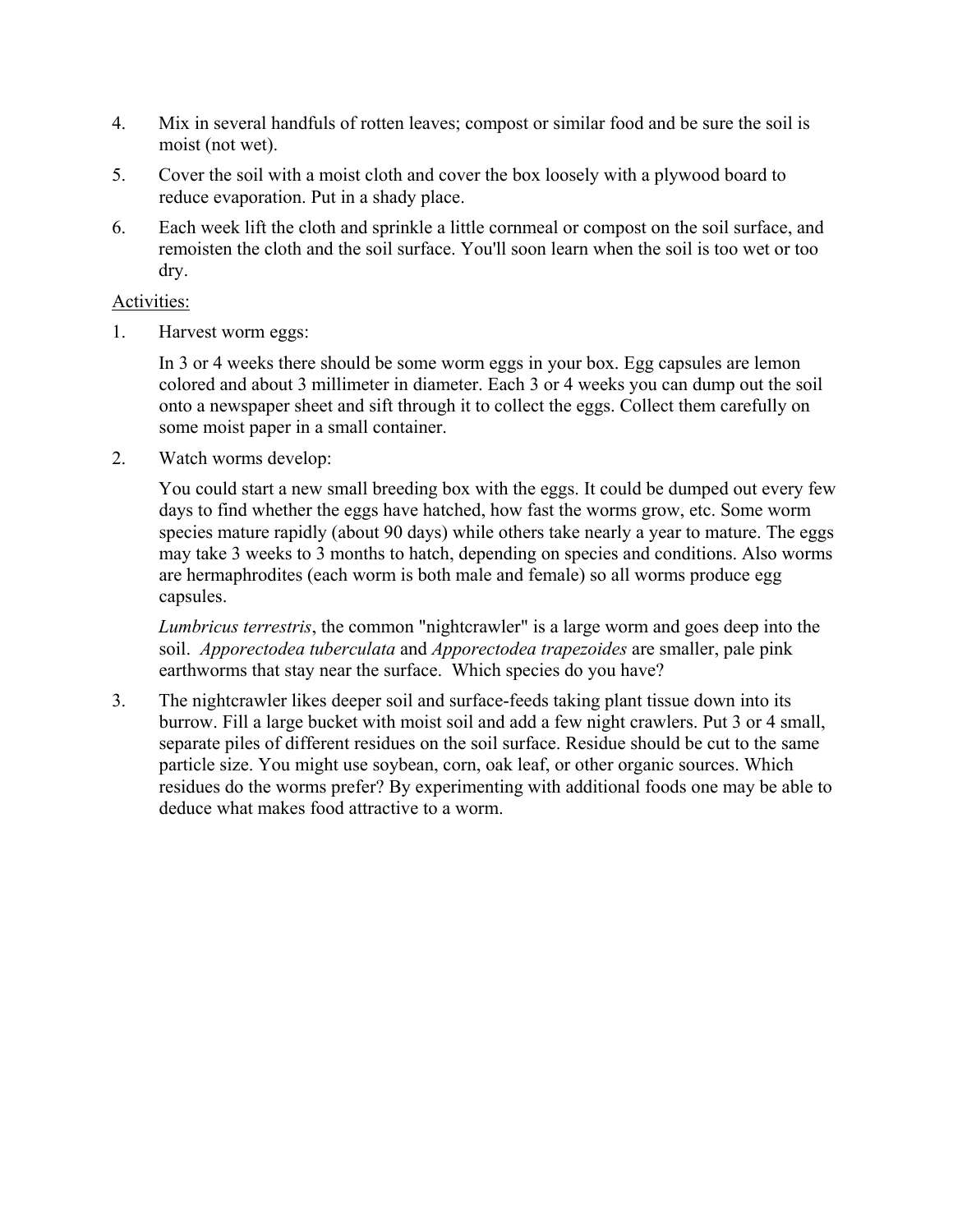4. Mix in several handfuls of rotten leaves; compost or similar food and be sure the soil is moist (not wet).

5. Cover the soil with a moist cloth and cover the box loosely with a plywood board to reduce evaporation. Put in a shady place.

6. Each week lift the cloth and sprinkle a little cornmeal or compost on the soil surface, and remoisten the cloth and the soil surface. You'll soon learn when the soil is too wet or too dry.

<u>Activities:</u>

1. Harvest worm eggs:

   In 3 or 4 weeks there should be some worm eggs in your box. Egg capsules are lemon colored and about 3 millimeter in diameter. Each 3 or 4 weeks you can dump out the soil onto a newspaper sheet and sift through it to collect the eggs. Collect them carefully on some moist paper in a small container.

2. Watch worms develop:

   You could start a new small breeding box with the eggs. It could be dumped out every few days to find whether the eggs have hatched, how fast the worms grow, etc. Some worm species mature rapidly (about 90 days) while others take nearly a year to mature. The eggs may take 3 weeks to 3 months to hatch, depending on species and conditions. Also worms are hermaphrodites (each worm is both male and female) so all worms produce egg capsules.

   *Lumbricus terrestris*, the common "nightcrawler" is a large worm and goes deep into the soil. *Apporectodea tuberculata* and *Apporectodea trapezoides* are smaller, pale pink earthworms that stay near the surface. Which species do you have?

3. The nightcrawler likes deeper soil and surface-feeds taking plant tissue down into its burrow. Fill a large bucket with moist soil and add a few night crawlers. Put 3 or 4 small, separate piles of different residues on the soil surface. Residue should be cut to the same particle size. You might use soybean, corn, oak leaf, or other organic sources. Which residues do the worms prefer? By experimenting with additional foods one may be able to deduce what makes food attractive to a worm.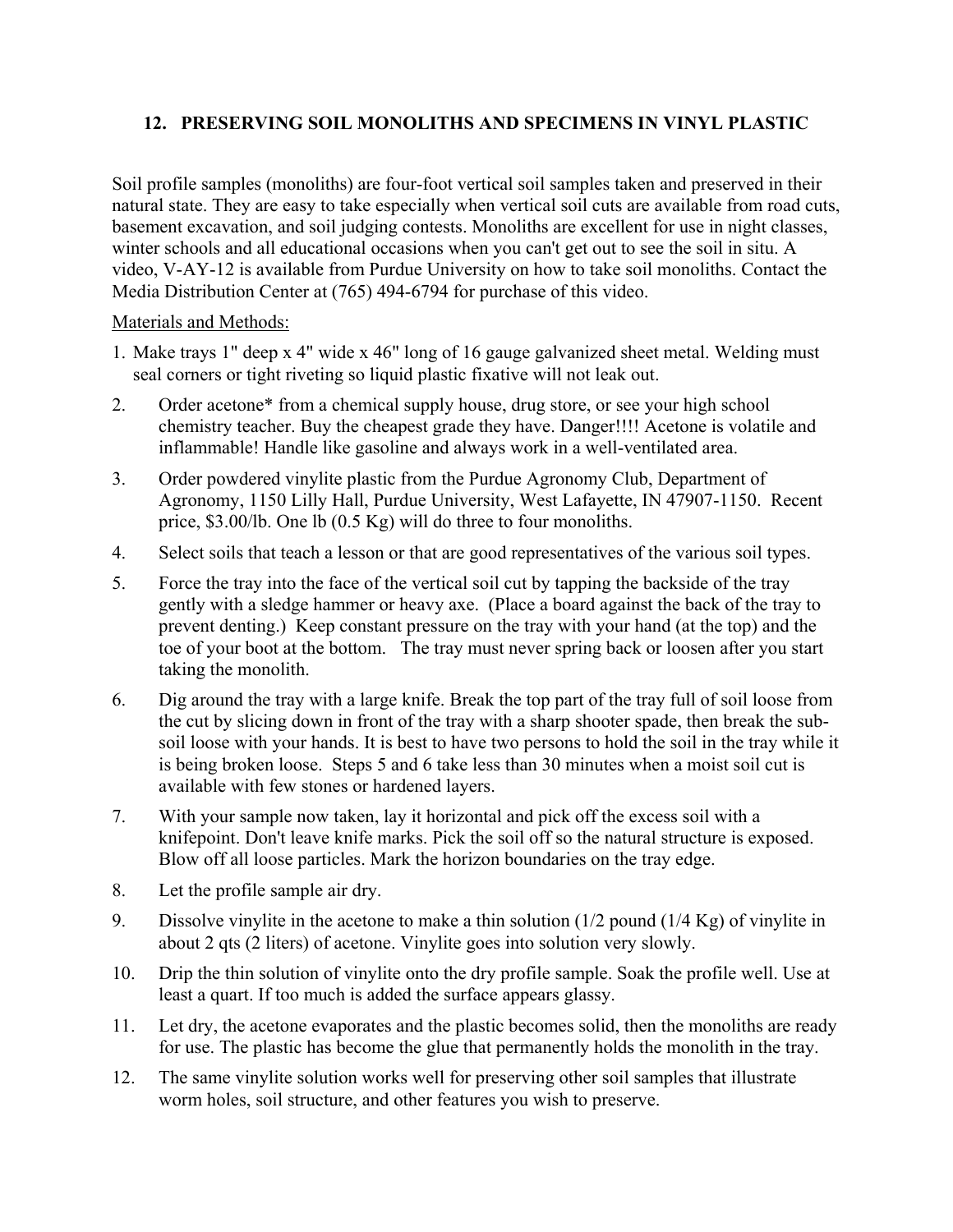## 12. PRESERVING SOIL MONOLITHS AND SPECIMENS IN VINYL PLASTIC

Soil profile samples (monoliths) are four-foot vertical soil samples taken and preserved in their natural state. They are easy to take especially when vertical soil cuts are available from road cuts, basement excavation, and soil judging contests. Monoliths are excellent for use in night classes, winter schools and all educational occasions when you can't get out to see the soil in situ. A video, V-AY-12 is available from Purdue University on how to take soil monoliths. Contact the Media Distribution Center at (765) 494-6794 for purchase of this video.

Materials and Methods:

1. Make trays 1" deep x 4" wide x 46" long of 16 gauge galvanized sheet metal. Welding must seal corners or tight riveting so liquid plastic fixative will not leak out.
2. Order acetone* from a chemical supply house, drug store, or see your high school chemistry teacher. Buy the cheapest grade they have. Danger!!!! Acetone is volatile and inflammable! Handle like gasoline and always work in a well-ventilated area.
3. Order powdered vinylite plastic from the Purdue Agronomy Club, Department of Agronomy, 1150 Lilly Hall, Purdue University, West Lafayette, IN 47907-1150. Recent price, $3.00/lb. One lb (0.5 Kg) will do three to four monoliths.
4. Select soils that teach a lesson or that are good representatives of the various soil types.
5. Force the tray into the face of the vertical soil cut by tapping the backside of the tray gently with a sledge hammer or heavy axe. (Place a board against the back of the tray to prevent denting.) Keep constant pressure on the tray with your hand (at the top) and the toe of your boot at the bottom. The tray must never spring back or loosen after you start taking the monolith.
6. Dig around the tray with a large knife. Break the top part of the tray full of soil loose from the cut by slicing down in front of the tray with a sharp shooter spade, then break the sub-soil loose with your hands. It is best to have two persons to hold the soil in the tray while it is being broken loose. Steps 5 and 6 take less than 30 minutes when a moist soil cut is available with few stones or hardened layers.
7. With your sample now taken, lay it horizontal and pick off the excess soil with a knifepoint. Don't leave knife marks. Pick the soil off so the natural structure is exposed. Blow off all loose particles. Mark the horizon boundaries on the tray edge.
8. Let the profile sample air dry.
9. Dissolve vinylite in the acetone to make a thin solution (1/2 pound (1/4 Kg) of vinylite in about 2 qts (2 liters) of acetone. Vinylite goes into solution very slowly.
10. Drip the thin solution of vinylite onto the dry profile sample. Soak the profile well. Use at least a quart. If too much is added the surface appears glassy.
11. Let dry, the acetone evaporates and the plastic becomes solid, then the monoliths are ready for use. The plastic has become the glue that permanently holds the monolith in the tray.
12. The same vinylite solution works well for preserving other soil samples that illustrate worm holes, soil structure, and other features you wish to preserve.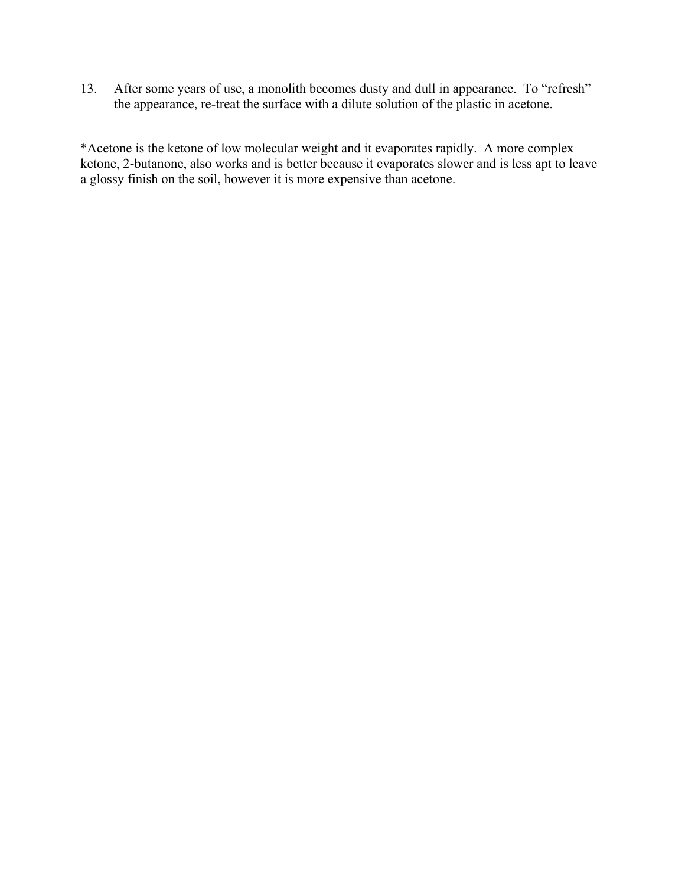13. After some years of use, a monolith becomes dusty and dull in appearance. To “refresh” the appearance, re-treat the surface with a dilute solution of the plastic in acetone.

*Acetone is the ketone of low molecular weight and it evaporates rapidly. A more complex ketone, 2-butanone, also works and is better because it evaporates slower and is less apt to leave a glossy finish on the soil, however it is more expensive than acetone.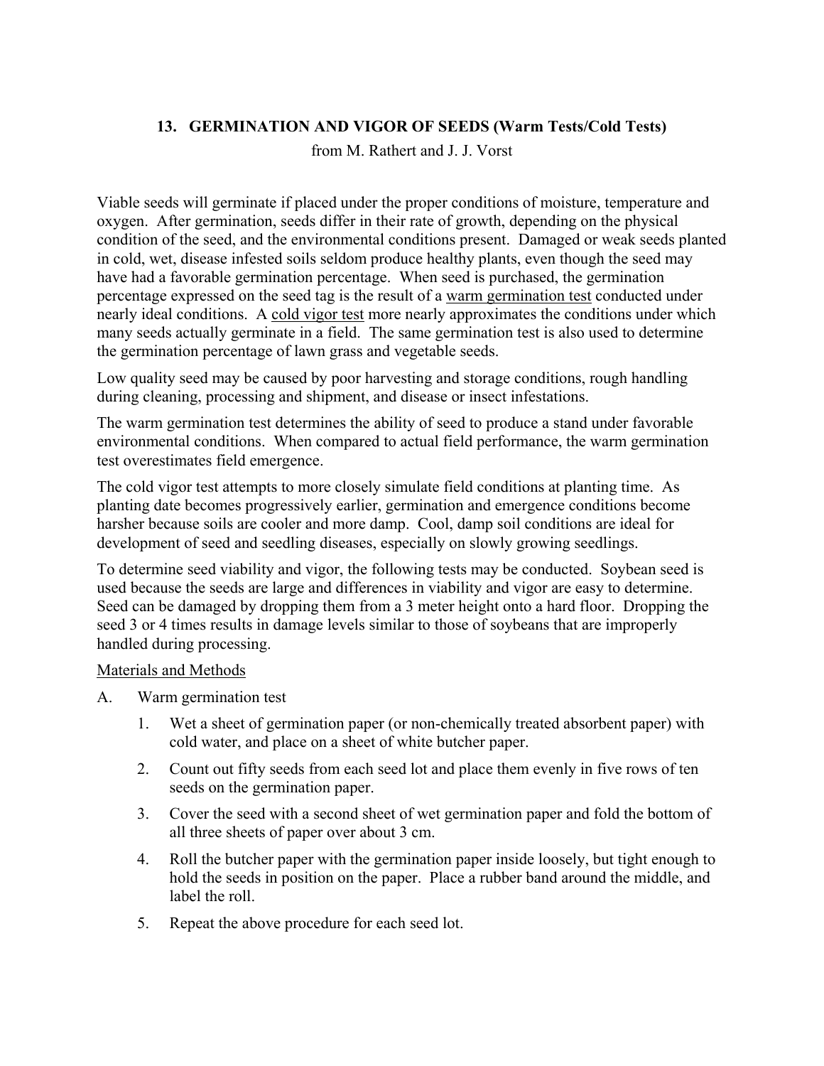## 13. GERMINATION AND VIGOR OF SEEDS (Warm Tests/Cold Tests)

from M. Rathert and J. J. Vorst

Viable seeds will germinate if placed under the proper conditions of moisture, temperature and oxygen. After germination, seeds differ in their rate of growth, depending on the physical condition of the seed, and the environmental conditions present. Damaged or weak seeds planted in cold, wet, disease infested soils seldom produce healthy plants, even though the seed may have had a favorable germination percentage. When seed is purchased, the germination percentage expressed on the seed tag is the result of a <u>warm germination test</u> conducted under nearly ideal conditions. A <u>cold vigor test</u> more nearly approximates the conditions under which many seeds actually germinate in a field. The same germination test is also used to determine the germination percentage of lawn grass and vegetable seeds.

Low quality seed may be caused by poor harvesting and storage conditions, rough handling during cleaning, processing and shipment, and disease or insect infestations.

The warm germination test determines the ability of seed to produce a stand under favorable environmental conditions. When compared to actual field performance, the warm germination test overestimates field emergence.

The cold vigor test attempts to more closely simulate field conditions at planting time. As planting date becomes progressively earlier, germination and emergence conditions become harsher because soils are cooler and more damp. Cool, damp soil conditions are ideal for development of seed and seedling diseases, especially on slowly growing seedlings.

To determine seed viability and vigor, the following tests may be conducted. Soybean seed is used because the seeds are large and differences in viability and vigor are easy to determine. Seed can be damaged by dropping them from a 3 meter height onto a hard floor. Dropping the seed 3 or 4 times results in damage levels similar to those of soybeans that are improperly handled during processing.

<u>Materials and Methods</u>

A. Warm germination test

1. Wet a sheet of germination paper (or non-chemically treated absorbent paper) with cold water, and place on a sheet of white butcher paper.
2. Count out fifty seeds from each seed lot and place them evenly in five rows of ten seeds on the germination paper.
3. Cover the seed with a second sheet of wet germination paper and fold the bottom of all three sheets of paper over about 3 cm.
4. Roll the butcher paper with the germination paper inside loosely, but tight enough to hold the seeds in position on the paper. Place a rubber band around the middle, and label the roll.
5. Repeat the above procedure for each seed lot.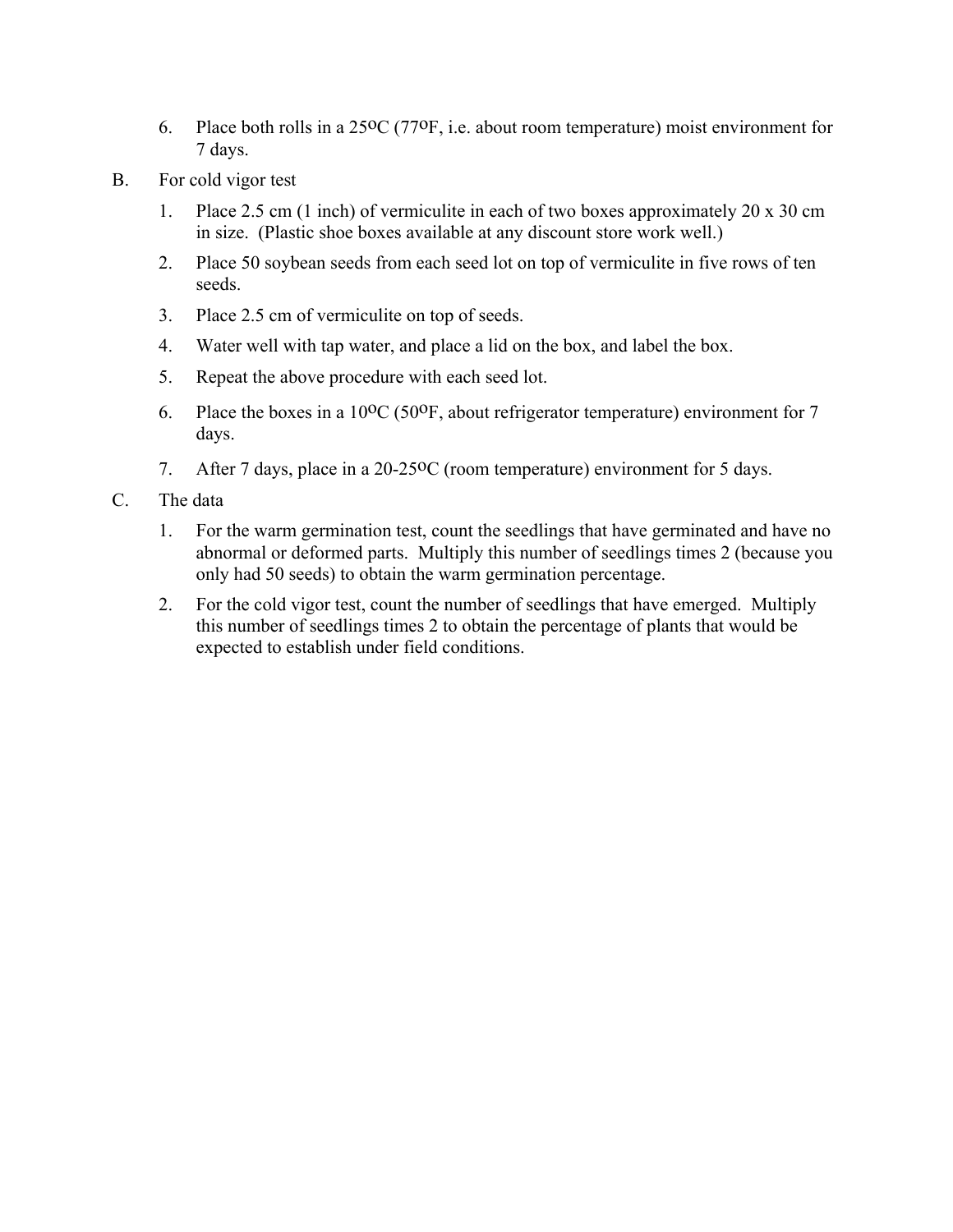6. Place both rolls in a 25$^{o}$C (77$^{o}$F, i.e. about room temperature) moist environment for 7 days.

B. For cold vigor test

1. Place 2.5 cm (1 inch) of vermiculite in each of two boxes approximately 20 x 30 cm in size. (Plastic shoe boxes available at any discount store work well.)
2. Place 50 soybean seeds from each seed lot on top of vermiculite in five rows of ten seeds.
3. Place 2.5 cm of vermiculite on top of seeds.
4. Water well with tap water, and place a lid on the box, and label the box.
5. Repeat the above procedure with each seed lot.
6. Place the boxes in a 10$^{o}$C (50$^{o}$F, about refrigerator temperature) environment for 7 days.
7. After 7 days, place in a 20-25$^{o}$C (room temperature) environment for 5 days.

C. The data

1. For the warm germination test, count the seedlings that have germinated and have no abnormal or deformed parts. Multiply this number of seedlings times 2 (because you only had 50 seeds) to obtain the warm germination percentage.
2. For the cold vigor test, count the number of seedlings that have emerged. Multiply this number of seedlings times 2 to obtain the percentage of plants that would be expected to establish under field conditions.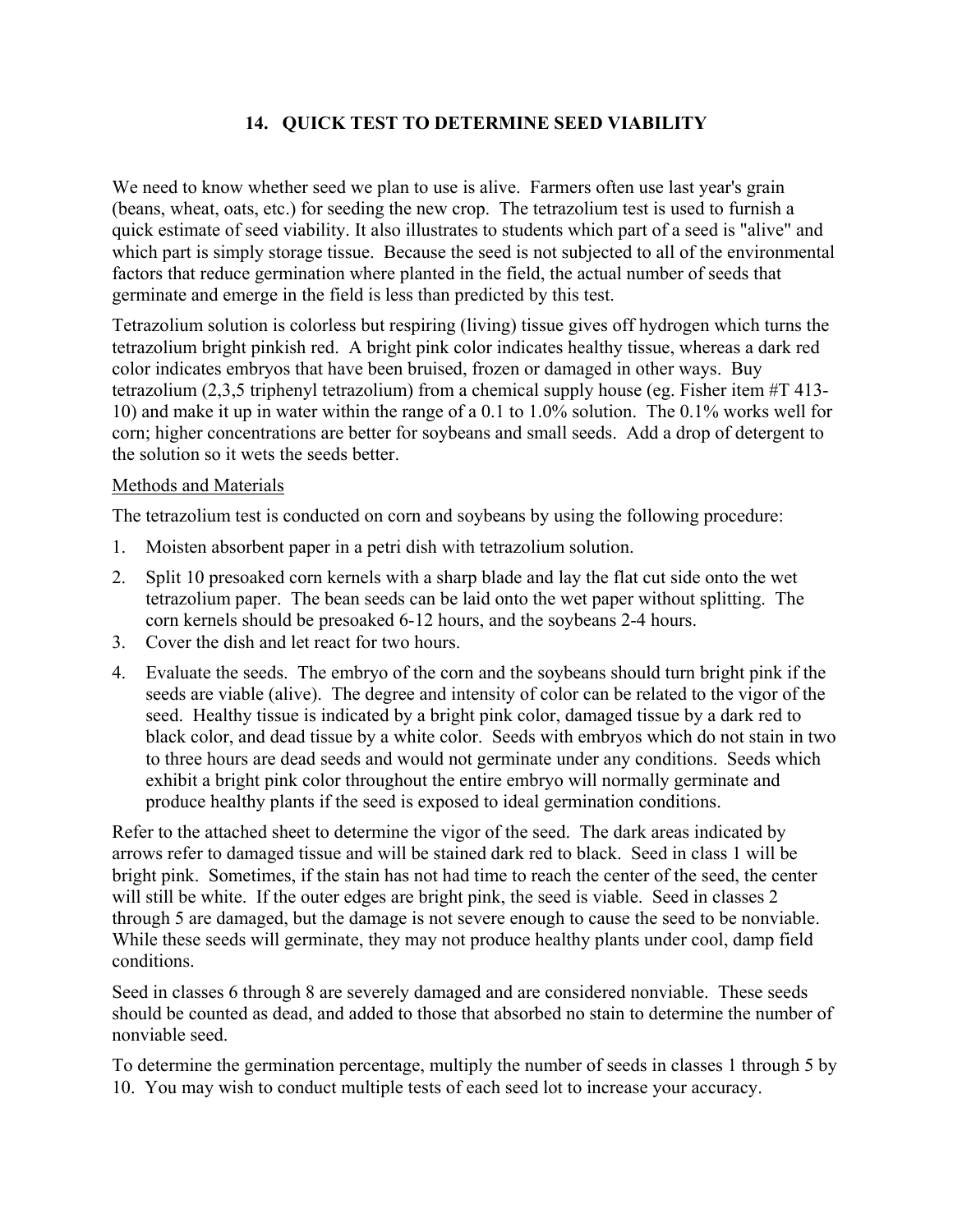## 14. QUICK TEST TO DETERMINE SEED VIABILITY

We need to know whether seed we plan to use is alive. Farmers often use last year's grain (beans, wheat, oats, etc.) for seeding the new crop. The tetrazolium test is used to furnish a quick estimate of seed viability. It also illustrates to students which part of a seed is "alive" and which part is simply storage tissue. Because the seed is not subjected to all of the environmental factors that reduce germination where planted in the field, the actual number of seeds that germinate and emerge in the field is less than predicted by this test.

Tetrazolium solution is colorless but respiring (living) tissue gives off hydrogen which turns the tetrazolium bright pinkish red. A bright pink color indicates healthy tissue, whereas a dark red color indicates embryos that have been bruised, frozen or damaged in other ways. Buy tetrazolium (2,3,5 triphenyl tetrazolium) from a chemical supply house (eg. Fisher item #T 413-10) and make it up in water within the range of a 0.1 to 1.0% solution. The 0.1% works well for corn; higher concentrations are better for soybeans and small seeds. Add a drop of detergent to the solution so it wets the seeds better.

<u>Methods and Materials</u>

The tetrazolium test is conducted on corn and soybeans by using the following procedure:

1. Moisten absorbent paper in a petri dish with tetrazolium solution.
2. Split 10 presoaked corn kernels with a sharp blade and lay the flat cut side onto the wet tetrazolium paper. The bean seeds can be laid onto the wet paper without splitting. The corn kernels should be presoaked 6-12 hours, and the soybeans 2-4 hours.
3. Cover the dish and let react for two hours.
4. Evaluate the seeds. The embryo of the corn and the soybeans should turn bright pink if the seeds are viable (alive). The degree and intensity of color can be related to the vigor of the seed. Healthy tissue is indicated by a bright pink color, damaged tissue by a dark red to black color, and dead tissue by a white color. Seeds with embryos which do not stain in two to three hours are dead seeds and would not germinate under any conditions. Seeds which exhibit a bright pink color throughout the entire embryo will normally germinate and produce healthy plants if the seed is exposed to ideal germination conditions.

Refer to the attached sheet to determine the vigor of the seed. The dark areas indicated by arrows refer to damaged tissue and will be stained dark red to black. Seed in class 1 will be bright pink. Sometimes, if the stain has not had time to reach the center of the seed, the center will still be white. If the outer edges are bright pink, the seed is viable. Seed in classes 2 through 5 are damaged, but the damage is not severe enough to cause the seed to be nonviable. While these seeds will germinate, they may not produce healthy plants under cool, damp field conditions.

Seed in classes 6 through 8 are severely damaged and are considered nonviable. These seeds should be counted as dead, and added to those that absorbed no stain to determine the number of nonviable seed.

To determine the germination percentage, multiply the number of seeds in classes 1 through 5 by 10. You may wish to conduct multiple tests of each seed lot to increase your accuracy.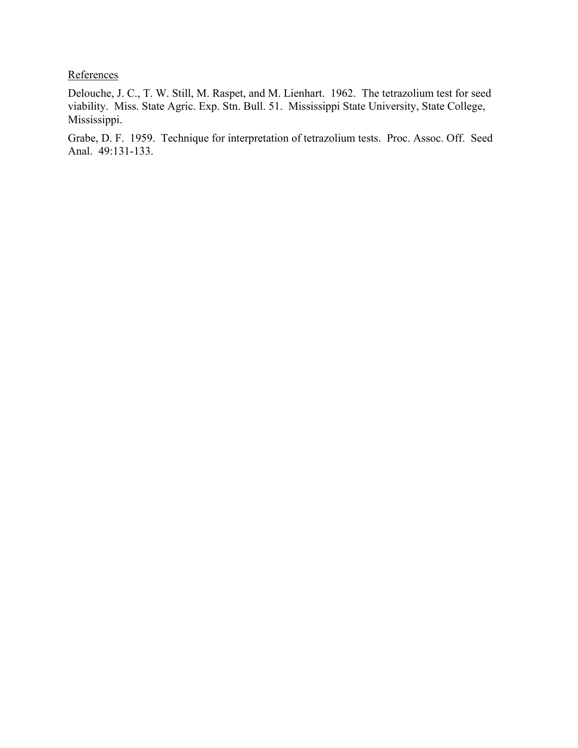## References

Delouche, J. C., T. W. Still, M. Raspet, and M. Lienhart. 1962. The tetrazolium test for seed viability. Miss. State Agric. Exp. Stn. Bull. 51. Mississippi State University, State College, Mississippi.

Grabe, D. F. 1959. Technique for interpretation of tetrazolium tests. Proc. Assoc. Off. Seed Anal. 49:131-133.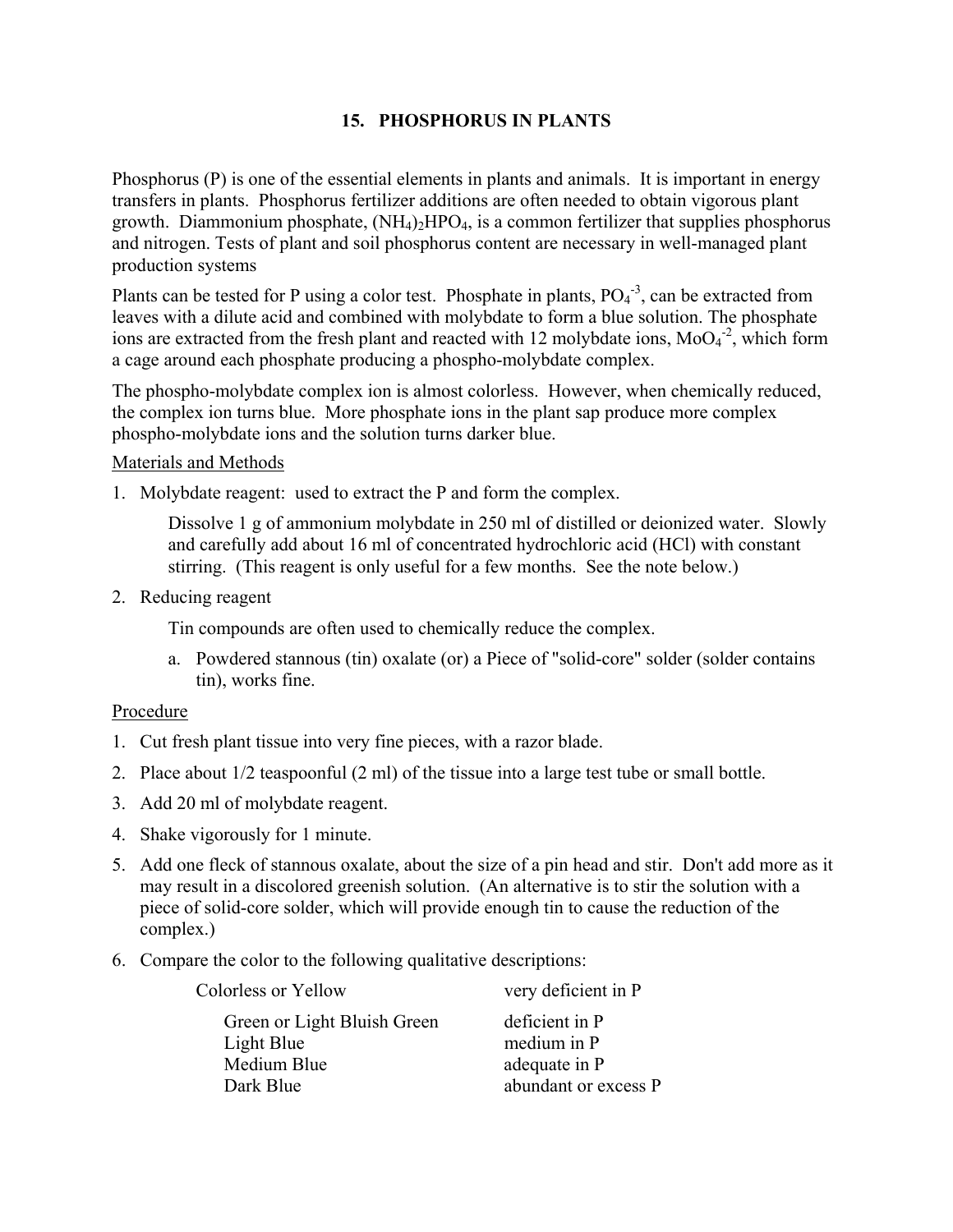## 15. PHOSPHORUS IN PLANTS

Phosphorus (P) is one of the essential elements in plants and animals. It is important in energy transfers in plants. Phosphorus fertilizer additions are often needed to obtain vigorous plant growth. Diammonium phosphate, $(NH_4)_2HPO_4$, is a common fertilizer that supplies phosphorus and nitrogen. Tests of plant and soil phosphorus content are necessary in well-managed plant production systems

Plants can be tested for P using a color test. Phosphate in plants, $PO_4^{-3}$, can be extracted from leaves with a dilute acid and combined with molybdate to form a blue solution. The phosphate ions are extracted from the fresh plant and reacted with 12 molybdate ions, $MoO_4^{-2}$, which form a cage around each phosphate producing a phospho-molybdate complex.

The phospho-molybdate complex ion is almost colorless. However, when chemically reduced, the complex ion turns blue. More phosphate ions in the plant sap produce more complex phospho-molybdate ions and the solution turns darker blue.

Materials and Methods

1. Molybdate reagent: used to extract the P and form the complex.

   Dissolve 1 g of ammonium molybdate in 250 ml of distilled or deionized water. Slowly and carefully add about 16 ml of concentrated hydrochloric acid (HCl) with constant stirring. (This reagent is only useful for a few months. See the note below.)

2. Reducing reagent

   Tin compounds are often used to chemically reduce the complex.

   a. Powdered stannous (tin) oxalate (or) a Piece of "solid-core" solder (solder contains tin), works fine.

Procedure

1. Cut fresh plant tissue into very fine pieces, with a razor blade.
2. Place about 1/2 teaspoonful (2 ml) of the tissue into a large test tube or small bottle.
3. Add 20 ml of molybdate reagent.
4. Shake vigorously for 1 minute.
5. Add one fleck of stannous oxalate, about the size of a pin head and stir. Don't add more as it may result in a discolored greenish solution. (An alternative is to stir the solution with a piece of solid-core solder, which will provide enough tin to cause the reduction of the complex.)
6. Compare the color to the following qualitative descriptions:

| Color | P status |
|---|---|
| Colorless or Yellow | very deficient in P |
| Green or Light Bluish Green | deficient in P |
| Light Blue | medium in P |
| Medium Blue | adequate in P |
| Dark Blue | abundant or excess P |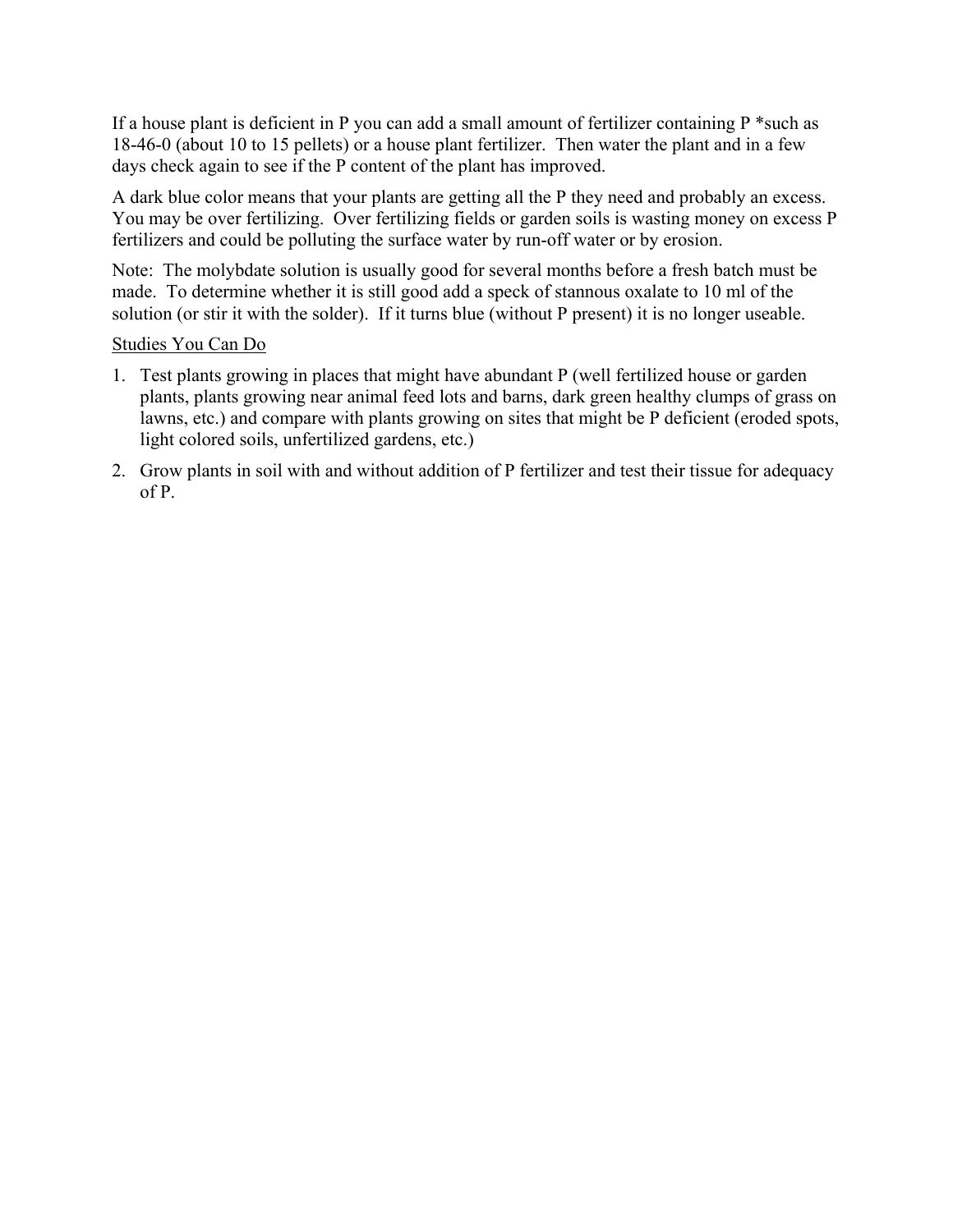If a house plant is deficient in P you can add a small amount of fertilizer containing P *such as 18-46-0 (about 10 to 15 pellets) or a house plant fertilizer. Then water the plant and in a few days check again to see if the P content of the plant has improved.

A dark blue color means that your plants are getting all the P they need and probably an excess. You may be over fertilizing. Over fertilizing fields or garden soils is wasting money on excess P fertilizers and could be polluting the surface water by run-off water or by erosion.

Note: The molybdate solution is usually good for several months before a fresh batch must be made. To determine whether it is still good add a speck of stannous oxalate to 10 ml of the solution (or stir it with the solder). If it turns blue (without P present) it is no longer useable.

<u>Studies You Can Do</u>

1. Test plants growing in places that might have abundant P (well fertilized house or garden plants, plants growing near animal feed lots and barns, dark green healthy clumps of grass on lawns, etc.) and compare with plants growing on sites that might be P deficient (eroded spots, light colored soils, unfertilized gardens, etc.)
2. Grow plants in soil with and without addition of P fertilizer and test their tissue for adequacy of P.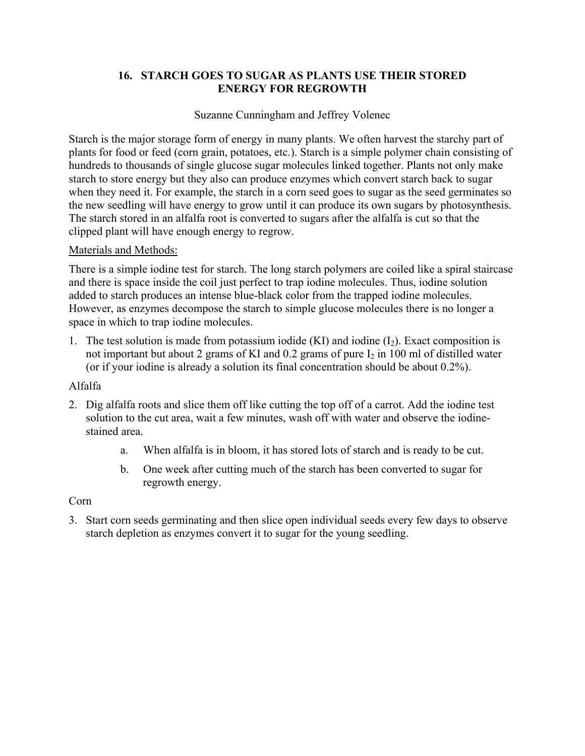## 16. STARCH GOES TO SUGAR AS PLANTS USE THEIR STORED ENERGY FOR REGROWTH

Suzanne Cunningham and Jeffrey Volenec

Starch is the major storage form of energy in many plants. We often harvest the starchy part of plants for food or feed (corn grain, potatoes, etc.). Starch is a simple polymer chain consisting of hundreds to thousands of single glucose sugar molecules linked together. Plants not only make starch to store energy but they also can produce enzymes which convert starch back to sugar when they need it. For example, the starch in a corn seed goes to sugar as the seed germinates so the new seedling will have energy to grow until it can produce its own sugars by photosynthesis. The starch stored in an alfalfa root is converted to sugars after the alfalfa is cut so that the clipped plant will have enough energy to regrow.

<u>Materials and Methods:</u>

There is a simple iodine test for starch. The long starch polymers are coiled like a spiral staircase and there is space inside the coil just perfect to trap iodine molecules. Thus, iodine solution added to starch produces an intense blue-black color from the trapped iodine molecules. However, as enzymes decompose the starch to simple glucose molecules there is no longer a space in which to trap iodine molecules.

1. The test solution is made from potassium iodide (KI) and iodine ($I_2$). Exact composition is not important but about 2 grams of KI and 0.2 grams of pure $I_2$ in 100 ml of distilled water (or if your iodine is already a solution its final concentration should be about 0.2%).

Alfalfa

2. Dig alfalfa roots and slice them off like cutting the top off of a carrot. Add the iodine test solution to the cut area, wait a few minutes, wash off with water and observe the iodine-stained area.
   a. When alfalfa is in bloom, it has stored lots of starch and is ready to be cut.
   b. One week after cutting much of the starch has been converted to sugar for regrowth energy.

Corn

3. Start corn seeds germinating and then slice open individual seeds every few days to observe starch depletion as enzymes convert it to sugar for the young seedling.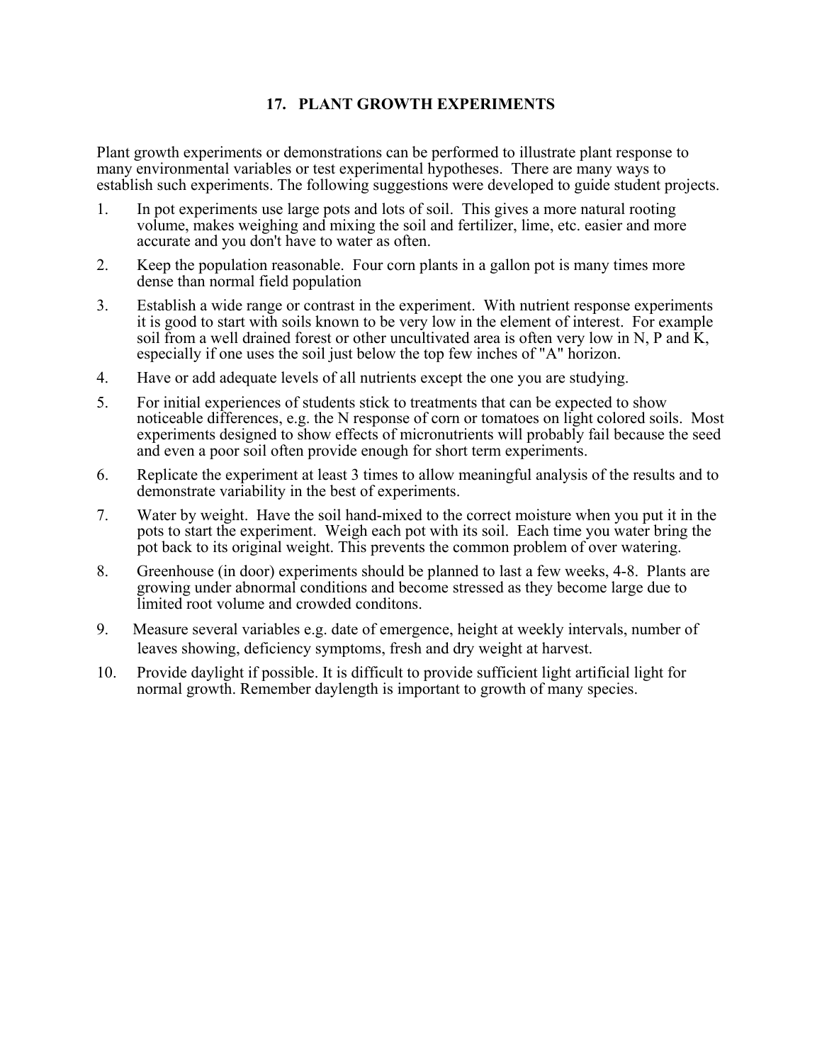# 17. PLANT GROWTH EXPERIMENTS

Plant growth experiments or demonstrations can be performed to illustrate plant response to many environmental variables or test experimental hypotheses. There are many ways to establish such experiments. The following suggestions were developed to guide student projects.

1. In pot experiments use large pots and lots of soil. This gives a more natural rooting volume, makes weighing and mixing the soil and fertilizer, lime, etc. easier and more accurate and you don't have to water as often.
2. Keep the population reasonable. Four corn plants in a gallon pot is many times more dense than normal field population
3. Establish a wide range or contrast in the experiment. With nutrient response experiments it is good to start with soils known to be very low in the element of interest. For example soil from a well drained forest or other uncultivated area is often very low in N, P and K, especially if one uses the soil just below the top few inches of "A" horizon.
4. Have or add adequate levels of all nutrients except the one you are studying.
5. For initial experiences of students stick to treatments that can be expected to show noticeable differences, e.g. the N response of corn or tomatoes on light colored soils. Most experiments designed to show effects of micronutrients will probably fail because the seed and even a poor soil often provide enough for short term experiments.
6. Replicate the experiment at least 3 times to allow meaningful analysis of the results and to demonstrate variability in the best of experiments.
7. Water by weight. Have the soil hand-mixed to the correct moisture when you put it in the pots to start the experiment. Weigh each pot with its soil. Each time you water bring the pot back to its original weight. This prevents the common problem of over watering.
8. Greenhouse (in door) experiments should be planned to last a few weeks, 4-8. Plants are growing under abnormal conditions and become stressed as they become large due to limited root volume and crowded conditons.
9. Measure several variables e.g. date of emergence, height at weekly intervals, number of leaves showing, deficiency symptoms, fresh and dry weight at harvest.
10. Provide daylight if possible. It is difficult to provide sufficient light artificial light for normal growth. Remember daylength is important to growth of many species.